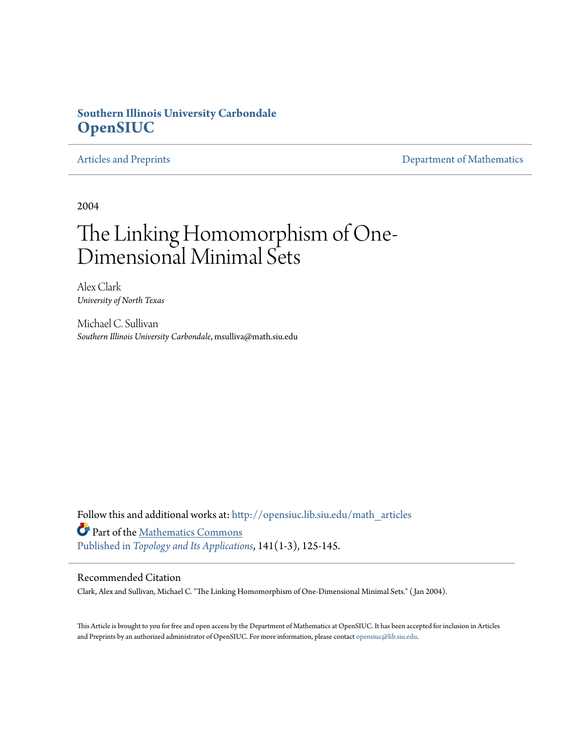**Southern Illinois University Carbondale**
**OpenSIUC**

Articles and Preprints | Department of Mathematics

2004

# The Linking Homomorphism of One-Dimensional Minimal Sets

Alex Clark
*University of North Texas*

Michael C. Sullivan
*Southern Illinois University Carbondale*, msulliva@math.siu.edu

Follow this and additional works at: http://opensiuc.lib.siu.edu/math_articles

Part of the Mathematics Commons

Published in *Topology and Its Applications*, 141(1-3), 125-145.

## Recommended Citation

Clark, Alex and Sullivan, Michael C. "The Linking Homomorphism of One-Dimensional Minimal Sets." (Jan 2004).

This Article is brought to you for free and open access by the Department of Mathematics at OpenSIUC. It has been accepted for inclusion in Articles and Preprints by an authorized administrator of OpenSIUC. For more information, please contact opensiuc@lib.siu.edu.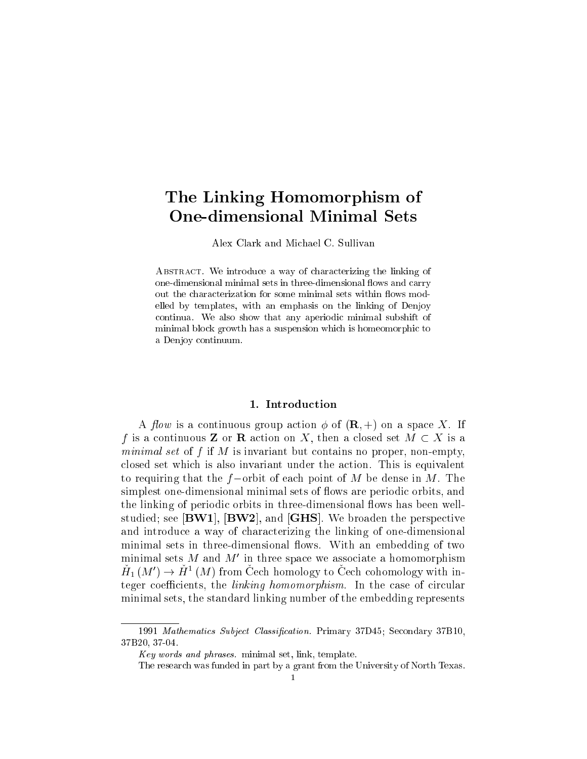# The Linking Homomorphism of One-dimensional Minimal Sets

Alex Clark and Michael C. Sullivan

Abstract. We introduce a way of characterizing the linking of one-dimensional minimal sets in three-dimensional flows and carry out the characterization for some minimal sets within flows modelled by templates, with an emphasis on the linking of Denjoy continua. We also show that any aperiodic minimal subshift of minimal block growth has a suspension which is homeomorphic to a Denjoy continuum.

## 1. Introduction

A *flow* is a continuous group action $\phi$ of $(\mathbf{R},+)$ on a space $X$. If $f$ is a continuous $\mathbf{Z}$ or $\mathbf{R}$ action on $X$, then a closed set $M \subset X$ is a *minimal set* of $f$ if $M$ is invariant but contains no proper, non-empty, closed set which is also invariant under the action. This is equivalent to requiring that the $f-$orbit of each point of $M$ be dense in $M$. The simplest one-dimensional minimal sets of flows are periodic orbits, and the linking of periodic orbits in three-dimensional flows has been well-studied; see [**BW1**], [**BW2**], and [**GHS**]. We broaden the perspective and introduce a way of characterizing the linking of one-dimensional minimal sets in three-dimensional flows. With an embedding of two minimal sets $M$ and $M'$ in three space we associate a homomorphism $\check{H}_1(M') \to \check{H}^1(M)$ from Čech homology to Čech cohomology with integer coefficients, the *linking homomorphism*. In the case of circular minimal sets, the standard linking number of the embedding represents

1991 *Mathematics Subject Classification.* Primary 37D45; Secondary 37B10, 37B20, 37-04.

*Key words and phrases.* minimal set, link, template.

The research was funded in part by a grant from the University of North Texas.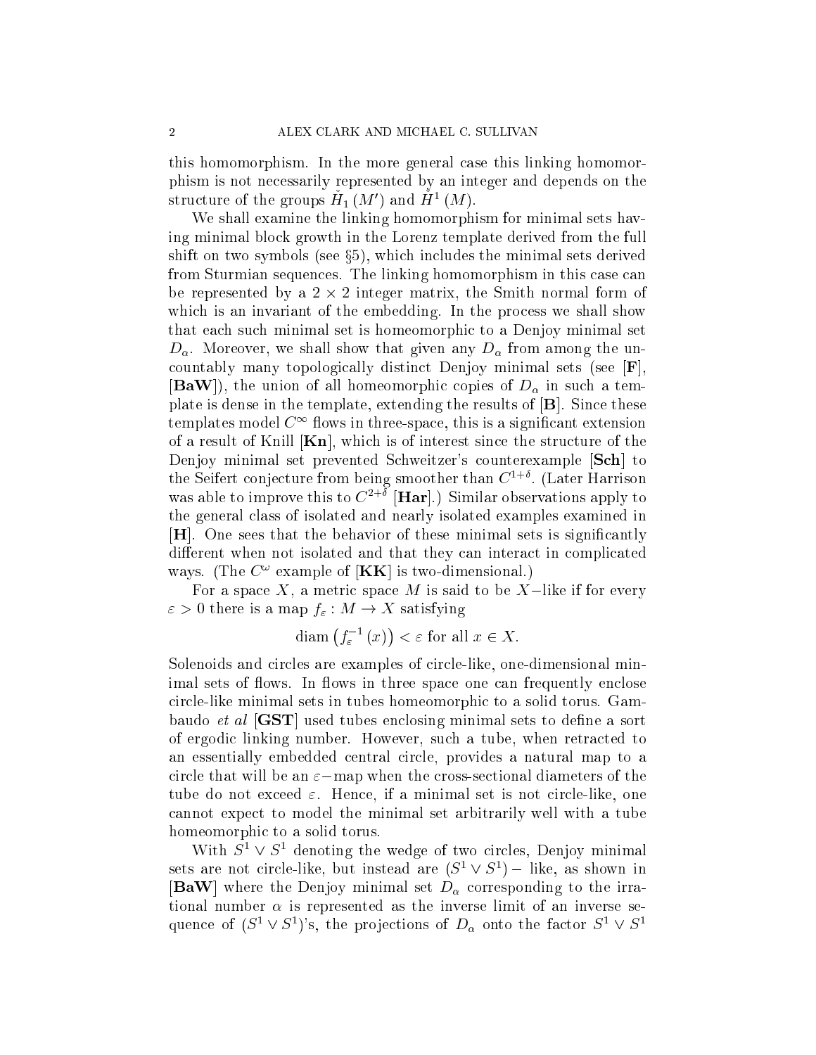this homomorphism. In the more general case this linking homomorphism is not necessarily represented by an integer and depends on the structure of the groups $\check{H}_1(M')$ and $\check{H}^1(M)$.

We shall examine the linking homomorphism for minimal sets having minimal block growth in the Lorenz template derived from the full shift on two symbols (see §5), which includes the minimal sets derived from Sturmian sequences. The linking homomorphism in this case can be represented by a $2 \times 2$ integer matrix, the Smith normal form of which is an invariant of the embedding. In the process we shall show that each such minimal set is homeomorphic to a Denjoy minimal set $D_\alpha$. Moreover, we shall show that given any $D_\alpha$ from among the uncountably many topologically distinct Denjoy minimal sets (see **[F]**, **[BaW]**), the union of all homeomorphic copies of $D_\alpha$ in such a template is dense in the template, extending the results of **[B]**. Since these templates model $C^\infty$ flows in three-space, this is a significant extension of a result of Knill **[Kn]**, which is of interest since the structure of the Denjoy minimal set prevented Schweitzer's counterexample **[Sch]** to the Seifert conjecture from being smoother than $C^{1+\delta}$. (Later Harrison was able to improve this to $C^{2+\delta}$ **[Har]**.) Similar observations apply to the general class of isolated and nearly isolated examples examined in **[H]**. One sees that the behavior of these minimal sets is significantly different when not isolated and that they can interact in complicated ways. (The $C^\omega$ example of **[KK]** is two-dimensional.)

For a space $X$, a metric space $M$ is said to be $X-$like if for every $\varepsilon > 0$ there is a map $f_\varepsilon : M \to X$ satisfying

$$\operatorname{diam}\left(f_\varepsilon^{-1}(x)\right) < \varepsilon \text{ for all } x \in X.$$

Solenoids and circles are examples of circle-like, one-dimensional minimal sets of flows. In flows in three space one can frequently enclose circle-like minimal sets in tubes homeomorphic to a solid torus. Gambaudo *et al* **[GST]** used tubes enclosing minimal sets to define a sort of ergodic linking number. However, such a tube, when retracted to an essentially embedded central circle, provides a natural map to a circle that will be an $\varepsilon-$map when the cross-sectional diameters of the tube do not exceed $\varepsilon$. Hence, if a minimal set is not circle-like, one cannot expect to model the minimal set arbitrarily well with a tube homeomorphic to a solid torus.

With $S^1 \vee S^1$ denoting the wedge of two circles, Denjoy minimal sets are not circle-like, but instead are $(S^1 \vee S^1)-$ like, as shown in **[BaW]** where the Denjoy minimal set $D_\alpha$ corresponding to the irrational number $\alpha$ is represented as the inverse limit of an inverse sequence of $(S^1 \vee S^1)$'s, the projections of $D_\alpha$ onto the factor $S^1 \vee S^1$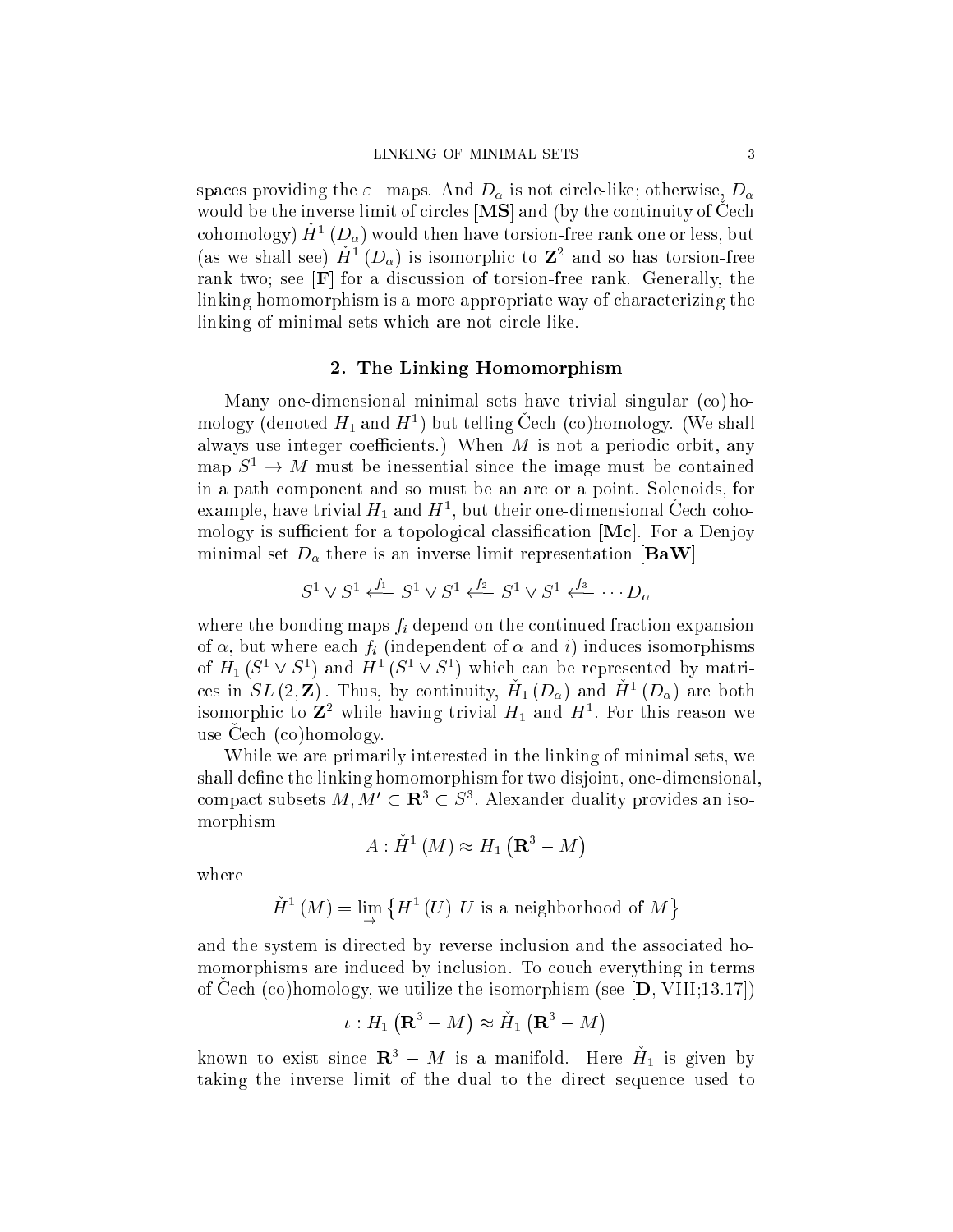spaces providing the $\varepsilon-$maps. And $D_\alpha$ is not circle-like; otherwise, $D_\alpha$ would be the inverse limit of circles [**MS**] and (by the continuity of Čech cohomology) $\check{H}^1(D_\alpha)$ would then have torsion-free rank one or less, but (as we shall see) $\check{H}^1(D_\alpha)$ is isomorphic to $\mathbf{Z}^2$ and so has torsion-free rank two; see [**F**] for a discussion of torsion-free rank. Generally, the linking homomorphism is a more appropriate way of characterizing the linking of minimal sets which are not circle-like.

## 2. The Linking Homomorphism

Many one-dimensional minimal sets have trivial singular (co)homology (denoted $H_1$ and $H^1$) but telling Čech (co)homology. (We shall always use integer coefficients.) When $M$ is not a periodic orbit, any map $S^1 \to M$ must be inessential since the image must be contained in a path component and so must be an arc or a point. Solenoids, for example, have trivial $H_1$ and $H^1$, but their one-dimensional Čech cohomology is sufficient for a topological classification [**Mc**]. For a Denjoy minimal set $D_\alpha$ there is an inverse limit representation [**BaW**]

$$S^1 \vee S^1 \xleftarrow{f_1} S^1 \vee S^1 \xleftarrow{f_2} S^1 \vee S^1 \xleftarrow{f_3} \cdots D_\alpha$$

where the bonding maps $f_i$ depend on the continued fraction expansion of $\alpha$, but where each $f_i$ (independent of $\alpha$ and $i$) induces isomorphisms of $H_1(S^1 \vee S^1)$ and $H^1(S^1 \vee S^1)$ which can be represented by matrices in $SL(2, \mathbf{Z})$. Thus, by continuity, $\check{H}_1(D_\alpha)$ and $\check{H}^1(D_\alpha)$ are both isomorphic to $\mathbf{Z}^2$ while having trivial $H_1$ and $H^1$. For this reason we use Čech (co)homology.

While we are primarily interested in the linking of minimal sets, we shall define the linking homomorphism for two disjoint, one-dimensional, compact subsets $M, M' \subset \mathbf{R}^3 \subset S^3$. Alexander duality provides an isomorphism

$$A : \check{H}^1(M) \approx H_1(\mathbf{R}^3 - M)$$

where

$$\check{H}^1(M) = \lim_{\rightarrow} \{H^1(U) \,|U \text{ is a neighborhood of } M\}$$

and the system is directed by reverse inclusion and the associated homomorphisms are induced by inclusion. To couch everything in terms of Čech (co)homology, we utilize the isomorphism (see [**D**, VIII;13.17])

$$\iota : H_1(\mathbf{R}^3 - M) \approx \check{H}_1(\mathbf{R}^3 - M)$$

known to exist since $\mathbf{R}^3 - M$ is a manifold. Here $\check{H}_1$ is given by taking the inverse limit of the dual to the direct sequence used to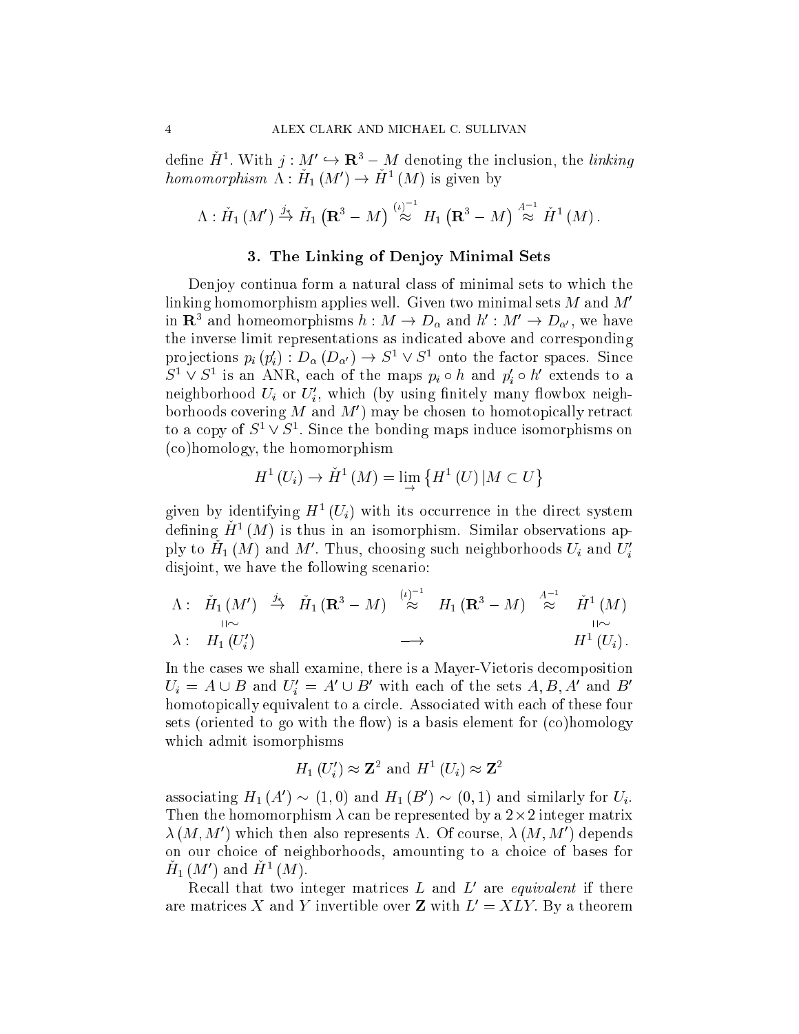define $\check{H}^1$. With $j : M' \hookrightarrow \mathbf{R}^3 - M$ denoting the inclusion, the *linking homomorphism* $\Lambda : \check{H}_1(M') \to \check{H}^1(M)$ is given by

$$\Lambda : \check{H}_1(M') \xrightarrow{j_*} \check{H}_1\left(\mathbf{R}^3 - M\right) \overset{(\iota)^{-1}}{\approx} H_1\left(\mathbf{R}^3 - M\right) \overset{A^{-1}}{\approx} \check{H}^1(M).$$

## 3. The Linking of Denjoy Minimal Sets

Denjoy continua form a natural class of minimal sets to which the linking homomorphism applies well. Given two minimal sets $M$ and $M'$ in $\mathbf{R}^3$ and homeomorphisms $h : M \to D_\alpha$ and $h' : M' \to D_{\alpha'}$, we have the inverse limit representations as indicated above and corresponding projections $p_i\,(p_i') : D_\alpha\,(D_{\alpha'}) \to S^1 \vee S^1$ onto the factor spaces. Since $S^1 \vee S^1$ is an ANR, each of the maps $p_i \circ h$ and $p_i' \circ h'$ extends to a neighborhood $U_i$ or $U_i'$, which (by using finitely many flowbox neighborhoods covering $M$ and $M'$) may be chosen to homotopically retract to a copy of $S^1 \vee S^1$. Since the bonding maps induce isomorphisms on (co)homology, the homomorphism

$$H^1(U_i) \to \check{H}^1(M) = \lim_{\rightarrow}\left\{H^1(U) \,|\, M \subset U\right\}$$

given by identifying $H^1(U_i)$ with its occurrence in the direct system defining $\check{H}^1(M)$ is thus in an isomorphism. Similar observations apply to $\check{H}_1(M)$ and $M'$. Thus, choosing such neighborhoods $U_i$ and $U_i'$ disjoint, we have the following scenario:

$$\begin{array}{ccccccc}
\Lambda : & \check{H}_1(M') & \xrightarrow{j_*} & \check{H}_1(\mathbf{R}^3 - M) & \overset{(\iota)^{-1}}{\approx} & H_1(\mathbf{R}^3 - M) & \overset{A^{-1}}{\approx} & \check{H}^1(M) \\
 & \wr\Vert & & & & & & \wr\Vert \\
\lambda : & H_1(U_i') & & & \longrightarrow & & & H^1(U_i).
\end{array}$$

In the cases we shall examine, there is a Mayer-Vietoris decomposition $U_i = A \cup B$ and $U_i' = A' \cup B'$ with each of the sets $A, B, A'$ and $B'$ homotopically equivalent to a circle. Associated with each of these four sets (oriented to go with the flow) is a basis element for (co)homology which admit isomorphisms

$$H_1(U_i') \approx \mathbf{Z}^2 \text{ and } H^1(U_i) \approx \mathbf{Z}^2$$

associating $H_1(A') \sim (1,0)$ and $H_1(B') \sim (0,1)$ and similarly for $U_i$. Then the homomorphism $\lambda$ can be represented by a $2 \times 2$ integer matrix $\lambda(M, M')$ which then also represents $\Lambda$. Of course, $\lambda(M, M')$ depends on our choice of neighborhoods, amounting to a choice of bases for $\check{H}_1(M')$ and $\check{H}^1(M)$.

Recall that two integer matrices $L$ and $L'$ are *equivalent* if there are matrices $X$ and $Y$ invertible over $\mathbf{Z}$ with $L' = XLY$. By a theorem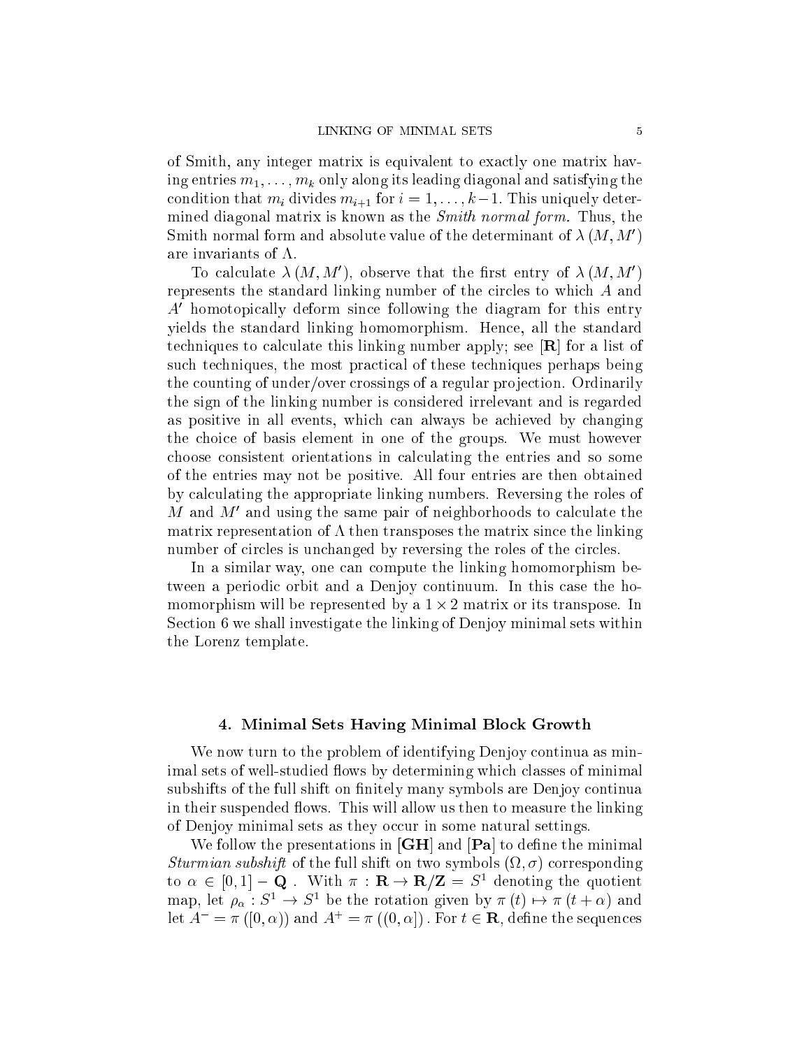of Smith, any integer matrix is equivalent to exactly one matrix having entries $m_1, \ldots, m_k$ only along its leading diagonal and satisfying the condition that $m_i$ divides $m_{i+1}$ for $i = 1, \ldots, k-1$. This uniquely determined diagonal matrix is known as the *Smith normal form.* Thus, the Smith normal form and absolute value of the determinant of $\lambda(M, M')$ are invariants of $\Lambda$.

To calculate $\lambda(M, M')$, observe that the first entry of $\lambda(M, M')$ represents the standard linking number of the circles to which $A$ and $A'$ homotopically deform since following the diagram for this entry yields the standard linking homomorphism. Hence, all the standard techniques to calculate this linking number apply; see [**R**] for a list of such techniques, the most practical of these techniques perhaps being the counting of under/over crossings of a regular projection. Ordinarily the sign of the linking number is considered irrelevant and is regarded as positive in all events, which can always be achieved by changing the choice of basis element in one of the groups. We must however choose consistent orientations in calculating the entries and so some of the entries may not be positive. All four entries are then obtained by calculating the appropriate linking numbers. Reversing the roles of $M$ and $M'$ and using the same pair of neighborhoods to calculate the matrix representation of $\Lambda$ then transposes the matrix since the linking number of circles is unchanged by reversing the roles of the circles.

In a similar way, one can compute the linking homomorphism between a periodic orbit and a Denjoy continuum. In this case the homomorphism will be represented by a $1 \times 2$ matrix or its transpose. In Section 6 we shall investigate the linking of Denjoy minimal sets within the Lorenz template.

## 4. Minimal Sets Having Minimal Block Growth

We now turn to the problem of identifying Denjoy continua as minimal sets of well-studied flows by determining which classes of minimal subshifts of the full shift on finitely many symbols are Denjoy continua in their suspended flows. This will allow us then to measure the linking of Denjoy minimal sets as they occur in some natural settings.

We follow the presentations in [**GH**] and [**Pa**] to define the minimal *Sturmian subshift* of the full shift on two symbols $(\Omega, \sigma)$ corresponding to $\alpha \in [0,1] - \mathbf{Q}$ . With $\pi : \mathbf{R} \to \mathbf{R}/\mathbf{Z} = S^1$ denoting the quotient map, let $\rho_\alpha : S^1 \to S^1$ be the rotation given by $\pi(t) \mapsto \pi(t + \alpha)$ and let $A^- = \pi([0, \alpha))$ and $A^+ = \pi((0, \alpha])$ . For $t \in \mathbf{R}$, define the sequences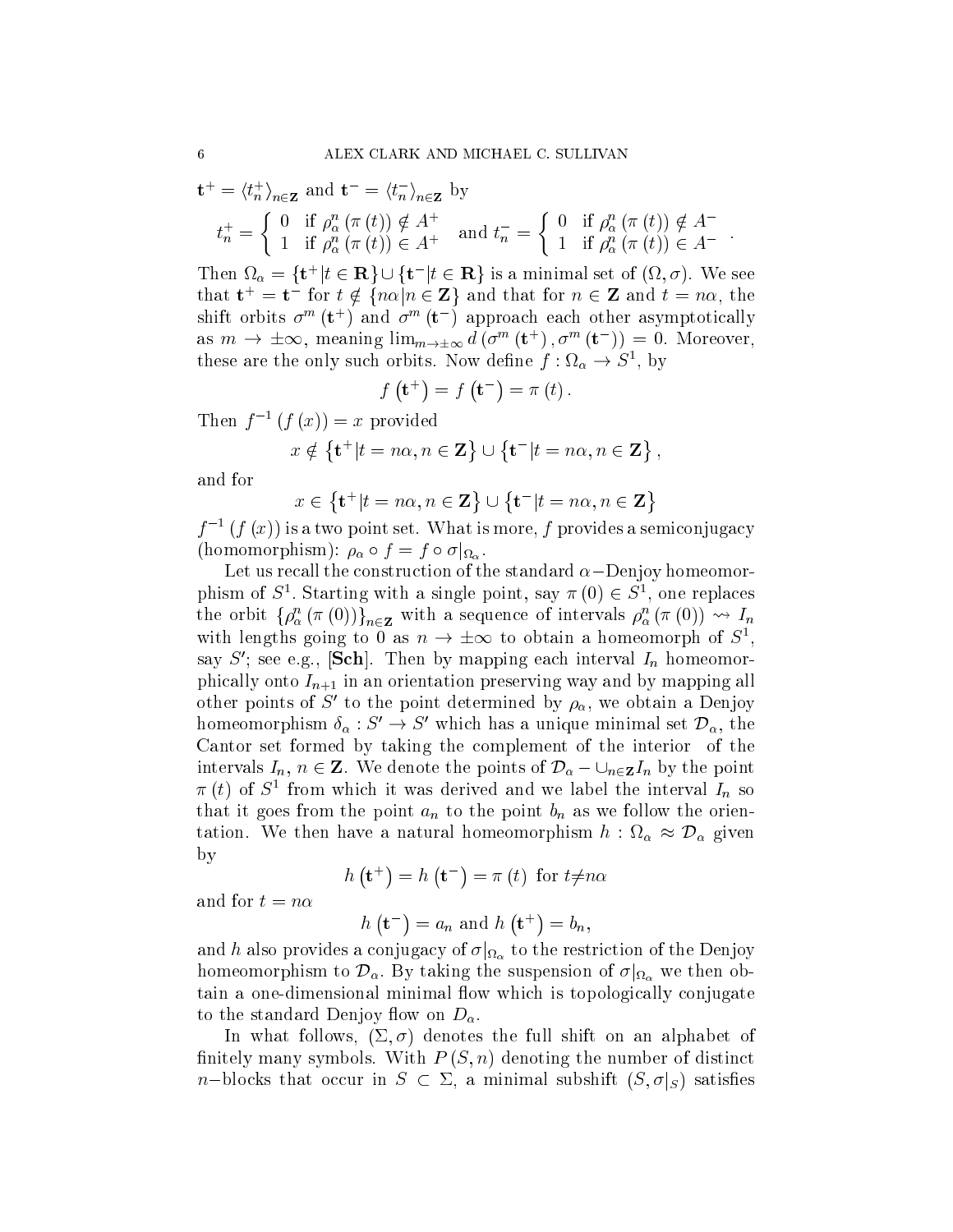$\mathbf{t}^+ = \langle t_n^+ \rangle_{n\in\mathbf{Z}}$ and $\mathbf{t}^- = \langle t_n^- \rangle_{n\in\mathbf{Z}}$ by

$$t_n^+ = \begin{cases} 0 & \text{if } \rho_\alpha^n(\pi(t)) \notin A^+ \\ 1 & \text{if } \rho_\alpha^n(\pi(t)) \in A^+ \end{cases} \text{ and } t_n^- = \begin{cases} 0 & \text{if } \rho_\alpha^n(\pi(t)) \notin A^- \\ 1 & \text{if } \rho_\alpha^n(\pi(t)) \in A^- \end{cases}.$$

Then $\Omega_\alpha = \{\mathbf{t}^+ | t \in \mathbf{R}\} \cup \{\mathbf{t}^- | t \in \mathbf{R}\}$ is a minimal set of $(\Omega, \sigma)$. We see that $\mathbf{t}^+ = \mathbf{t}^-$ for $t \notin \{n\alpha | n \in \mathbf{Z}\}$ and that for $n \in \mathbf{Z}$ and $t = n\alpha$, the shift orbits $\sigma^m(\mathbf{t}^+)$ and $\sigma^m(\mathbf{t}^-)$ approach each other asymptotically as $m \to \pm\infty$, meaning $\lim_{m\to\pm\infty} d(\sigma^m(\mathbf{t}^+), \sigma^m(\mathbf{t}^-)) = 0$. Moreover, these are the only such orbits. Now define $f : \Omega_\alpha \to S^1$, by

$$f(\mathbf{t}^+) = f(\mathbf{t}^-) = \pi(t).$$

Then $f^{-1}(f(x)) = x$ provided

$$x \notin \{\mathbf{t}^+ | t = n\alpha, n \in \mathbf{Z}\} \cup \{\mathbf{t}^- | t = n\alpha, n \in \mathbf{Z}\},$$

and for

$$x \in \{\mathbf{t}^+ | t = n\alpha, n \in \mathbf{Z}\} \cup \{\mathbf{t}^- | t = n\alpha, n \in \mathbf{Z}\}$$

$f^{-1}(f(x))$ is a two point set. What is more, $f$ provides a semiconjugacy (homomorphism): $\rho_\alpha \circ f = f \circ \sigma|_{\Omega_\alpha}$.

Let us recall the construction of the standard $\alpha-$Denjoy homeomorphism of $S^1$. Starting with a single point, say $\pi(0) \in S^1$, one replaces the orbit $\{\rho_\alpha^n(\pi(0))\}_{n\in\mathbf{Z}}$ with a sequence of intervals $\rho_\alpha^n(\pi(0)) \rightsquigarrow I_n$ with lengths going to 0 as $n \to \pm\infty$ to obtain a homeomorph of $S^1$, say $S'$; see e.g., [**Sch**]. Then by mapping each interval $I_n$ homeomorphically onto $I_{n+1}$ in an orientation preserving way and by mapping all other points of $S'$ to the point determined by $\rho_\alpha$, we obtain a Denjoy homeomorphism $\delta_\alpha : S' \to S'$ which has a unique minimal set $\mathcal{D}_\alpha$, the Cantor set formed by taking the complement of the interior of the intervals $I_n$, $n \in \mathbf{Z}$. We denote the points of $\mathcal{D}_\alpha - \cup_{n\in\mathbf{Z}} I_n$ by the point $\pi(t)$ of $S^1$ from which it was derived and we label the interval $I_n$ so that it goes from the point $a_n$ to the point $b_n$ as we follow the orientation. We then have a natural homeomorphism $h : \Omega_\alpha \approx \mathcal{D}_\alpha$ given by

$$h(\mathbf{t}^+) = h(\mathbf{t}^-) = \pi(t) \text{ for } t \neq n\alpha$$

and for $t = n\alpha$

$$h(\mathbf{t}^-) = a_n \text{ and } h(\mathbf{t}^+) = b_n,$$

and $h$ also provides a conjugacy of $\sigma|_{\Omega_\alpha}$ to the restriction of the Denjoy homeomorphism to $\mathcal{D}_\alpha$. By taking the suspension of $\sigma|_{\Omega_\alpha}$ we then obtain a one-dimensional minimal flow which is topologically conjugate to the standard Denjoy flow on $D_\alpha$.

In what follows, $(\Sigma, \sigma)$ denotes the full shift on an alphabet of finitely many symbols. With $P(S, n)$ denoting the number of distinct $n-$blocks that occur in $S \subset \Sigma$, a minimal subshift $(S, \sigma|_S)$ satisfies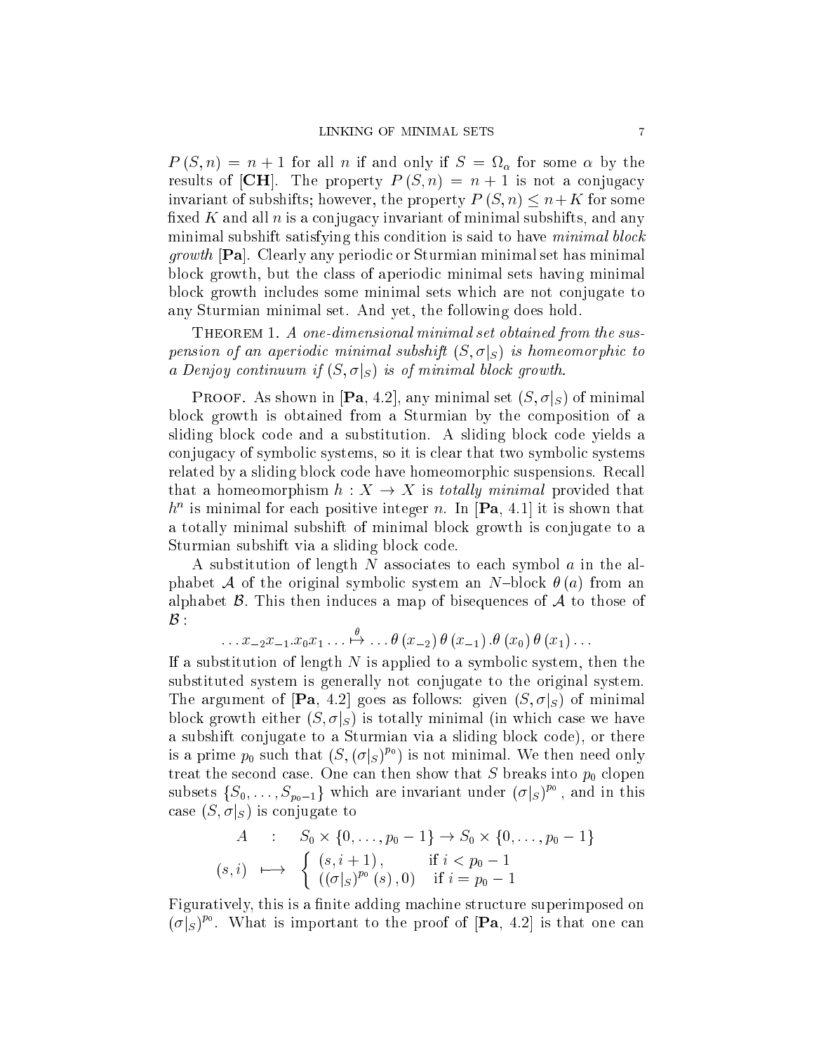$P(S,n) = n+1$ for all $n$ if and only if $S = \Omega_\alpha$ for some $\alpha$ by the results of [**CH**]. The property $P(S,n) = n+1$ is not a conjugacy invariant of subshifts; however, the property $P(S,n) \leq n+K$ for some fixed $K$ and all $n$ is a conjugacy invariant of minimal subshifts, and any minimal subshift satisfying this condition is said to have *minimal block growth* [**Pa**]. Clearly any periodic or Sturmian minimal set has minimal block growth, but the class of aperiodic minimal sets having minimal block growth includes some minimal sets which are not conjugate to any Sturmian minimal set. And yet, the following does hold.

Theorem 1. *A one-dimensional minimal set obtained from the suspension of an aperiodic minimal subshift $(S, \sigma|_S)$ is homeomorphic to a Denjoy continuum if $(S, \sigma|_S)$ is of minimal block growth.*

Proof. As shown in [**Pa**, 4.2], any minimal set $(S, \sigma|_S)$ of minimal block growth is obtained from a Sturmian by the composition of a sliding block code and a substitution. A sliding block code yields a conjugacy of symbolic systems, so it is clear that two symbolic systems related by a sliding block code have homeomorphic suspensions. Recall that a homeomorphism $h : X \to X$ is *totally minimal* provided that $h^n$ is minimal for each positive integer $n$. In [**Pa**, 4.1] it is shown that a totally minimal subshift of minimal block growth is conjugate to a Sturmian subshift via a sliding block code.

A substitution of length $N$ associates to each symbol $a$ in the alphabet $\mathcal{A}$ of the original symbolic system an $N$–block $\theta(a)$ from an alphabet $\mathcal{B}$. This then induces a map of bisequences of $\mathcal{A}$ to those of $\mathcal{B}$:

$$\ldots x_{-2}x_{-1}.x_0x_1\ldots \overset{\theta}{\mapsto} \ldots \theta(x_{-2})\,\theta(x_{-1})\,.\theta(x_0)\,\theta(x_1)\ldots$$

If a substitution of length $N$ is applied to a symbolic system, then the substituted system is generally not conjugate to the original system. The argument of [**Pa**, 4.2] goes as follows: given $(S, \sigma|_S)$ of minimal block growth either $(S, \sigma|_S)$ is totally minimal (in which case we have a subshift conjugate to a Sturmian via a sliding block code), or there is a prime $p_0$ such that $(S, (\sigma|_S)^{p_0})$ is not minimal. We then need only treat the second case. One can then show that $S$ breaks into $p_0$ clopen subsets $\{S_0, \ldots, S_{p_0-1}\}$ which are invariant under $(\sigma|_S)^{p_0}$, and in this case $(S, \sigma|_S)$ is conjugate to

$$\begin{array}{rcl} A & : & S_0 \times \{0,\ldots,p_0-1\} \to S_0 \times \{0,\ldots,p_0-1\} \\ (s,i) & \longmapsto & \left\{ \begin{array}{ll} (s, i+1), & \text{if } i < p_0 - 1 \\ ((\sigma|_S)^{p_0}(s), 0) & \text{if } i = p_0 - 1 \end{array} \right. \end{array}$$

Figuratively, this is a finite adding machine structure superimposed on $(\sigma|_S)^{p_0}$. What is important to the proof of [**Pa**, 4.2] is that one can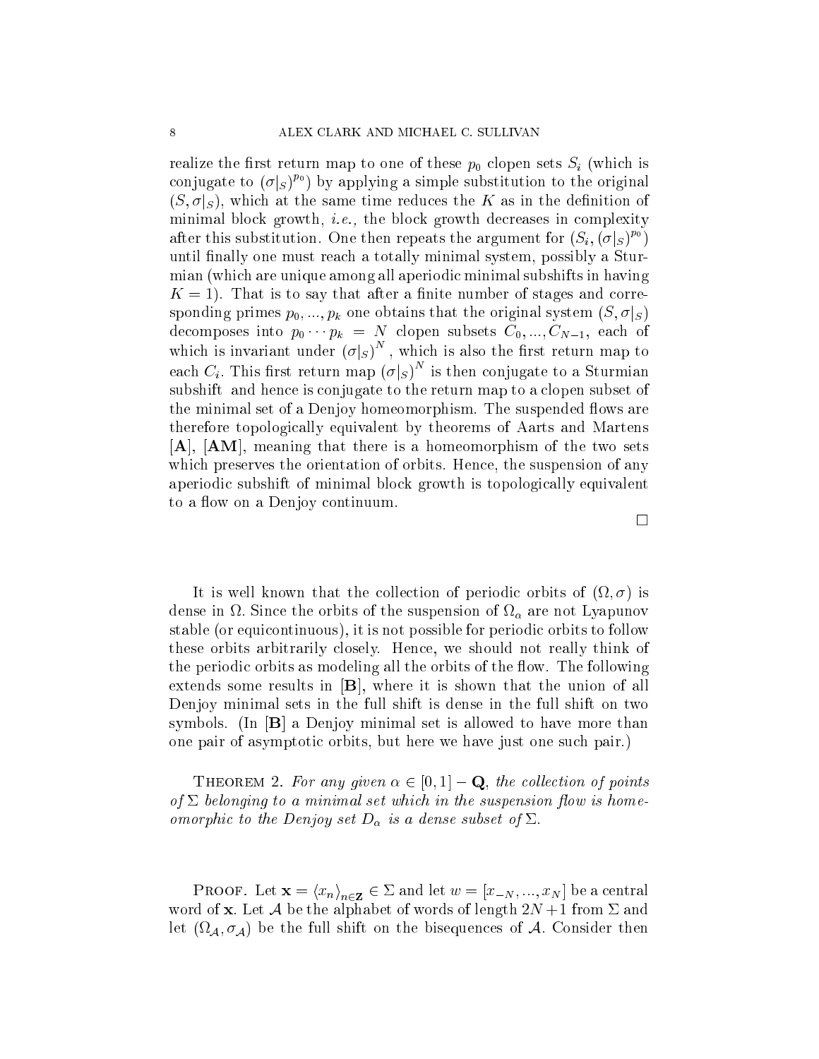realize the first return map to one of these $p_0$ clopen sets $S_i$ (which is conjugate to $(\sigma|_S)^{p_0}$) by applying a simple substitution to the original $(S, \sigma|_S)$, which at the same time reduces the $K$ as in the definition of minimal block growth, *i.e.,* the block growth decreases in complexity after this substitution. One then repeats the argument for $(S_i, (\sigma|_S)^{p_0})$ until finally one must reach a totally minimal system, possibly a Sturmian (which are unique among all aperiodic minimal subshifts in having $K = 1$). That is to say that after a finite number of stages and corresponding primes $p_0, ..., p_k$ one obtains that the original system $(S, \sigma|_S)$ decomposes into $p_0 \cdots p_k = N$ clopen subsets $C_0, ..., C_{N-1}$, each of which is invariant under $(\sigma|_S)^N$, which is also the first return map to each $C_i$. This first return map $(\sigma|_S)^N$ is then conjugate to a Sturmian subshift and hence is conjugate to the return map to a clopen subset of the minimal set of a Denjoy homeomorphism. The suspended flows are therefore topologically equivalent by theorems of Aarts and Martens [**A**], [**AM**], meaning that there is a homeomorphism of the two sets which preserves the orientation of orbits. Hence, the suspension of any aperiodic subshift of minimal block growth is topologically equivalent to a flow on a Denjoy continuum.

□

It is well known that the collection of periodic orbits of $(\Omega, \sigma)$ is dense in $\Omega$. Since the orbits of the suspension of $\Omega_\alpha$ are not Lyapunov stable (or equicontinuous), it is not possible for periodic orbits to follow these orbits arbitrarily closely. Hence, we should not really think of the periodic orbits as modeling all the orbits of the flow. The following extends some results in [**B**], where it is shown that the union of all Denjoy minimal sets in the full shift is dense in the full shift on two symbols. (In [**B**] a Denjoy minimal set is allowed to have more than one pair of asymptotic orbits, but here we have just one such pair.)

Theorem 2. *For any given $\alpha \in [0, 1] - \mathbf{Q}$, the collection of points of $\Sigma$ belonging to a minimal set which in the suspension flow is homeomorphic to the Denjoy set $D_\alpha$ is a dense subset of $\Sigma$.*

Proof. Let $\mathbf{x} = \langle x_n \rangle_{n \in \mathbf{Z}} \in \Sigma$ and let $w = [x_{-N}, ..., x_N]$ be a central word of $\mathbf{x}$. Let $\mathcal{A}$ be the alphabet of words of length $2N+1$ from $\Sigma$ and let $(\Omega_{\mathcal{A}}, \sigma_{\mathcal{A}})$ be the full shift on the bisequences of $\mathcal{A}$. Consider then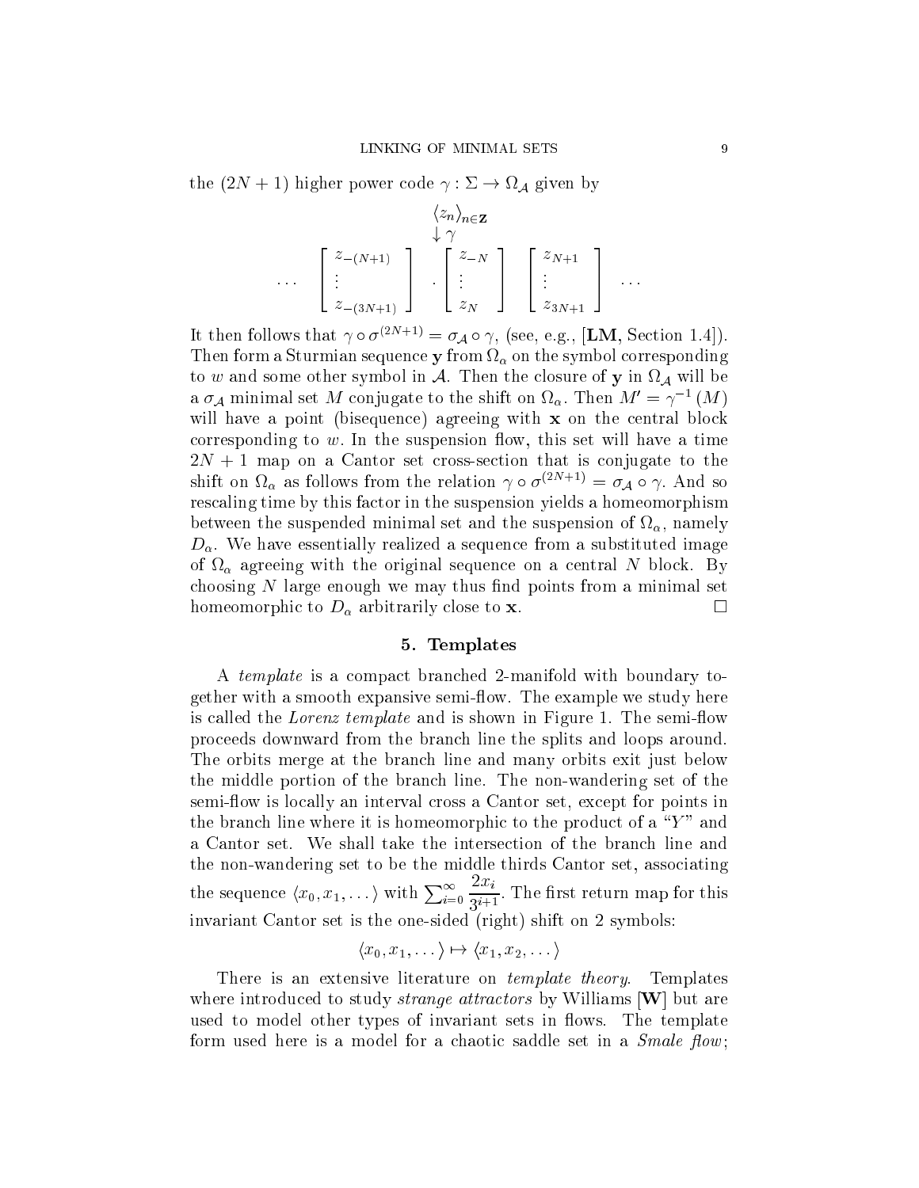the $(2N+1)$ higher power code $\gamma : \Sigma \to \Omega_{\mathcal{A}}$ given by

$$
\begin{array}{c}
\langle z_n \rangle_{n \in \mathbf{Z}} \\
\downarrow \gamma \\
\cdots \quad \begin{bmatrix} z_{-(N+1)} \\ \vdots \\ z_{-(3N+1)} \end{bmatrix} \quad . \begin{bmatrix} z_{-N} \\ \vdots \\ z_{N} \end{bmatrix} \quad \begin{bmatrix} z_{N+1} \\ \vdots \\ z_{3N+1} \end{bmatrix} \quad \cdots
\end{array}
$$

It then follows that $\gamma \circ \sigma^{(2N+1)} = \sigma_{\mathcal{A}} \circ \gamma$, (see, e.g., [**LM**, Section 1.4]). Then form a Sturmian sequence $\mathbf{y}$ from $\Omega_\alpha$ on the symbol corresponding to $w$ and some other symbol in $\mathcal{A}$. Then the closure of $\mathbf{y}$ in $\Omega_{\mathcal{A}}$ will be a $\sigma_{\mathcal{A}}$ minimal set $M$ conjugate to the shift on $\Omega_\alpha$. Then $M' = \gamma^{-1}(M)$ will have a point (bisequence) agreeing with $\mathbf{x}$ on the central block corresponding to $w$. In the suspension flow, this set will have a time $2N+1$ map on a Cantor set cross-section that is conjugate to the shift on $\Omega_\alpha$ as follows from the relation $\gamma \circ \sigma^{(2N+1)} = \sigma_{\mathcal{A}} \circ \gamma$. And so rescaling time by this factor in the suspension yields a homeomorphism between the suspended minimal set and the suspension of $\Omega_\alpha$, namely $D_\alpha$. We have essentially realized a sequence from a substituted image of $\Omega_\alpha$ agreeing with the original sequence on a central $N$ block. By choosing $N$ large enough we may thus find points from a minimal set homeomorphic to $D_\alpha$ arbitrarily close to $\mathbf{x}$. □

## 5. Templates

A *template* is a compact branched 2-manifold with boundary together with a smooth expansive semi-flow. The example we study here is called the *Lorenz template* and is shown in Figure 1. The semi-flow proceeds downward from the branch line the splits and loops around. The orbits merge at the branch line and many orbits exit just below the middle portion of the branch line. The non-wandering set of the semi-flow is locally an interval cross a Cantor set, except for points in the branch line where it is homeomorphic to the product of a "$Y$" and a Cantor set. We shall take the intersection of the branch line and the non-wandering set to be the middle thirds Cantor set, associating the sequence $\langle x_0, x_1, \dots \rangle$ with $\sum_{i=0}^{\infty} \dfrac{2x_i}{3^{i+1}}$. The first return map for this invariant Cantor set is the one-sided (right) shift on 2 symbols:

$$\langle x_0, x_1, \dots \rangle \mapsto \langle x_1, x_2, \dots \rangle$$

There is an extensive literature on *template theory*. Templates where introduced to study *strange attractors* by Williams [**W**] but are used to model other types of invariant sets in flows. The template form used here is a model for a chaotic saddle set in a *Smale flow*;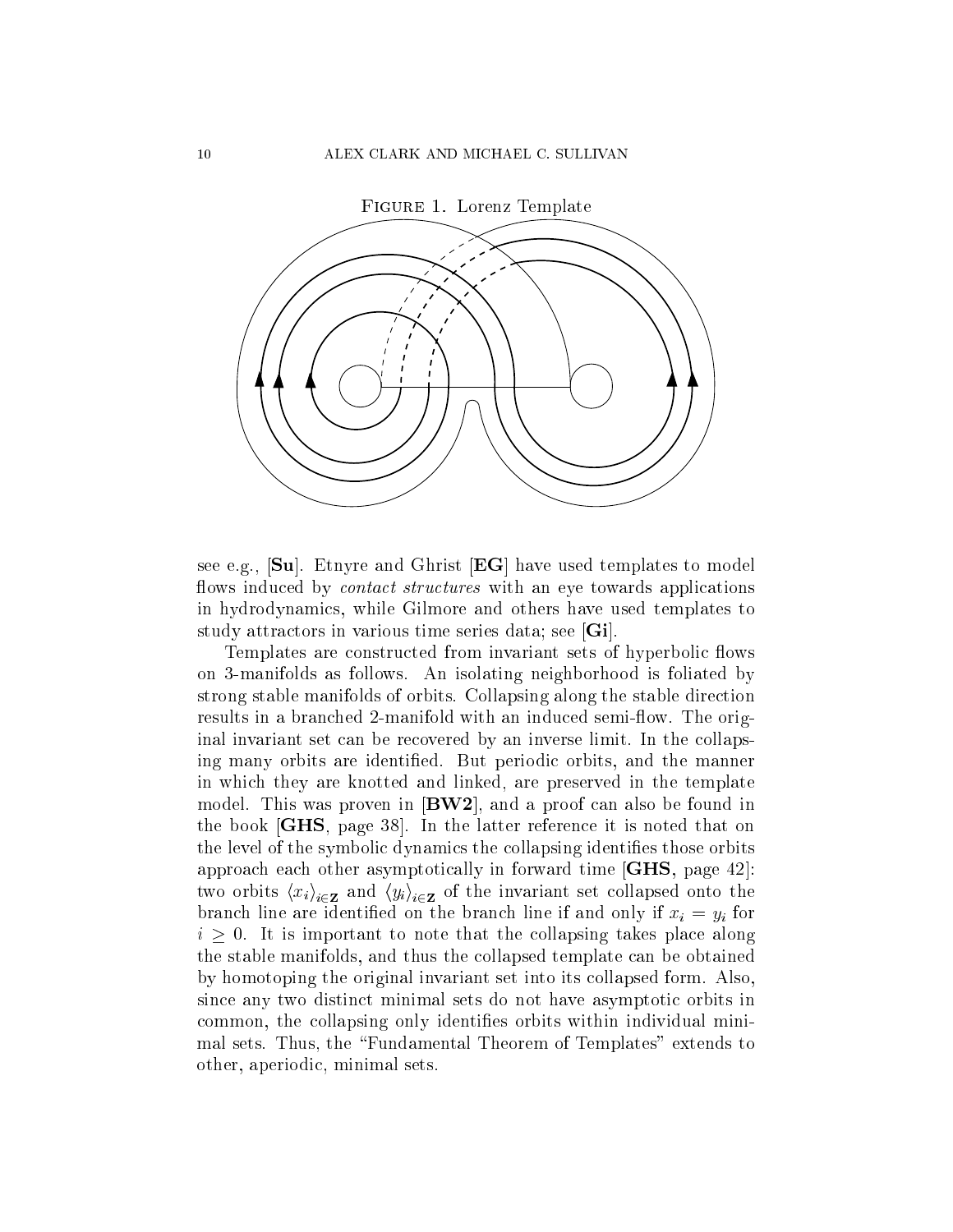FIGURE 1. Lorenz Template

see e.g., [**Su**]. Etnyre and Ghrist [**EG**] have used templates to model flows induced by *contact structures* with an eye towards applications in hydrodynamics, while Gilmore and others have used templates to study attractors in various time series data; see [**Gi**].

Templates are constructed from invariant sets of hyperbolic flows on 3-manifolds as follows. An isolating neighborhood is foliated by strong stable manifolds of orbits. Collapsing along the stable direction results in a branched 2-manifold with an induced semi-flow. The original invariant set can be recovered by an inverse limit. In the collapsing many orbits are identified. But periodic orbits, and the manner in which they are knotted and linked, are preserved in the template model. This was proven in [**BW2**], and a proof can also be found in the book [**GHS**, page 38]. In the latter reference it is noted that on the level of the symbolic dynamics the collapsing identifies those orbits approach each other asymptotically in forward time [**GHS**, page 42]: two orbits $\langle x_i \rangle_{i \in \mathbf{Z}}$ and $\langle y_i \rangle_{i \in \mathbf{Z}}$ of the invariant set collapsed onto the branch line are identified on the branch line if and only if $x_i = y_i$ for $i \geq 0$. It is important to note that the collapsing takes place along the stable manifolds, and thus the collapsed template can be obtained by homotoping the original invariant set into its collapsed form. Also, since any two distinct minimal sets do not have asymptotic orbits in common, the collapsing only identifies orbits within individual minimal sets. Thus, the "Fundamental Theorem of Templates" extends to other, aperiodic, minimal sets.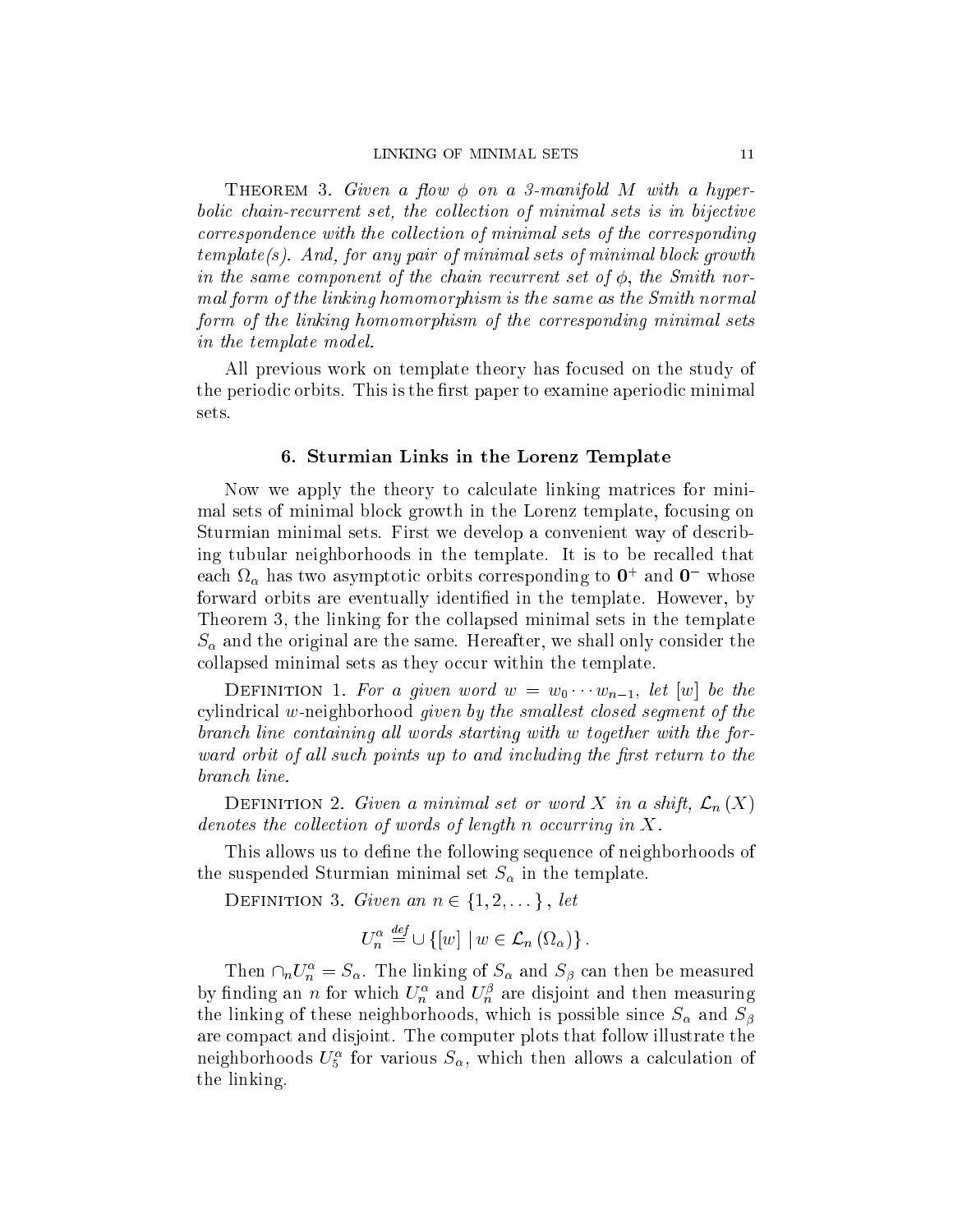Theorem 3. *Given a flow $\phi$ on a 3-manifold $M$ with a hyperbolic chain-recurrent set, the collection of minimal sets is in bijective correspondence with the collection of minimal sets of the corresponding template(s). And, for any pair of minimal sets of minimal block growth in the same component of the chain recurrent set of $\phi$, the Smith normal form of the linking homomorphism is the same as the Smith normal form of the linking homomorphism of the corresponding minimal sets in the template model.*

All previous work on template theory has focused on the study of the periodic orbits. This is the first paper to examine aperiodic minimal sets.

## 6. Sturmian Links in the Lorenz Template

Now we apply the theory to calculate linking matrices for minimal sets of minimal block growth in the Lorenz template, focusing on Sturmian minimal sets. First we develop a convenient way of describing tubular neighborhoods in the template. It is to be recalled that each $\Omega_\alpha$ has two asymptotic orbits corresponding to $\mathbf{0}^+$ and $\mathbf{0}^-$ whose forward orbits are eventually identified in the template. However, by Theorem 3, the linking for the collapsed minimal sets in the template $S_\alpha$ and the original are the same. Hereafter, we shall only consider the collapsed minimal sets as they occur within the template.

Definition 1. *For a given word $w = w_0 \cdots w_{n-1}$, let $[w]$ be the* cylindrical $w$-neighborhood *given by the smallest closed segment of the branch line containing all words starting with $w$ together with the forward orbit of all such points up to and including the first return to the branch line.*

Definition 2. *Given a minimal set or word $X$ in a shift, $\mathcal{L}_n(X)$ denotes the collection of words of length $n$ occurring in $X$.*

This allows us to define the following sequence of neighborhoods of the suspended Sturmian minimal set $S_\alpha$ in the template.

Definition 3. *Given an $n \in \{1, 2, \dots\}$, let*

$$U_n^\alpha \overset{def}{=} \cup \{[w] \mid w \in \mathcal{L}_n(\Omega_\alpha)\}.$$

Then $\cap_n U_n^\alpha = S_\alpha$. The linking of $S_\alpha$ and $S_\beta$ can then be measured by finding an $n$ for which $U_n^\alpha$ and $U_n^\beta$ are disjoint and then measuring the linking of these neighborhoods, which is possible since $S_\alpha$ and $S_\beta$ are compact and disjoint. The computer plots that follow illustrate the neighborhoods $U_5^\alpha$ for various $S_\alpha$, which then allows a calculation of the linking.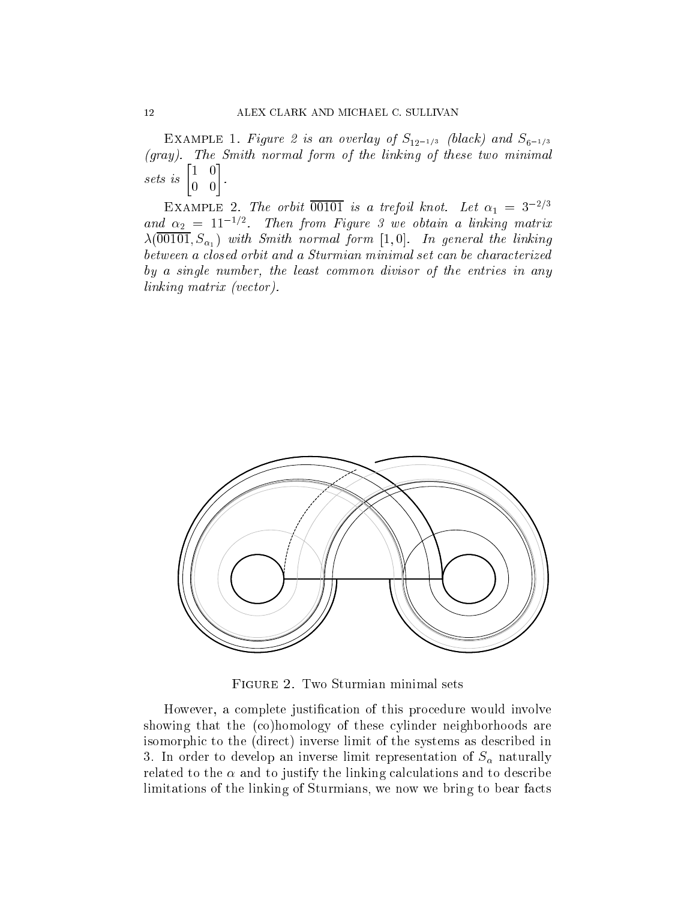Example 1. *Figure 2 is an overlay of $S_{12^{-1/3}}$ (black) and $S_{6^{-1/3}}$ (gray). The Smith normal form of the linking of these two minimal sets is* $\begin{bmatrix} 1 & 0 \\ 0 & 0 \end{bmatrix}$.

Example 2. *The orbit $\overline{00101}$ is a trefoil knot. Let $\alpha_1 = 3^{-2/3}$ and $\alpha_2 = 11^{-1/2}$. Then from Figure 3 we obtain a linking matrix $\lambda(\overline{00101}, S_{\alpha_1})$ with Smith normal form $[1, 0]$. In general the linking between a closed orbit and a Sturmian minimal set can be characterized by a single number, the least common divisor of the entries in any linking matrix (vector).*

Figure 2. Two Sturmian minimal sets

However, a complete justification of this procedure would involve showing that the (co)homology of these cylinder neighborhoods are isomorphic to the (direct) inverse limit of the systems as described in 3. In order to develop an inverse limit representation of $S_\alpha$ naturally related to the $\alpha$ and to justify the linking calculations and to describe limitations of the linking of Sturmians, we now we bring to bear facts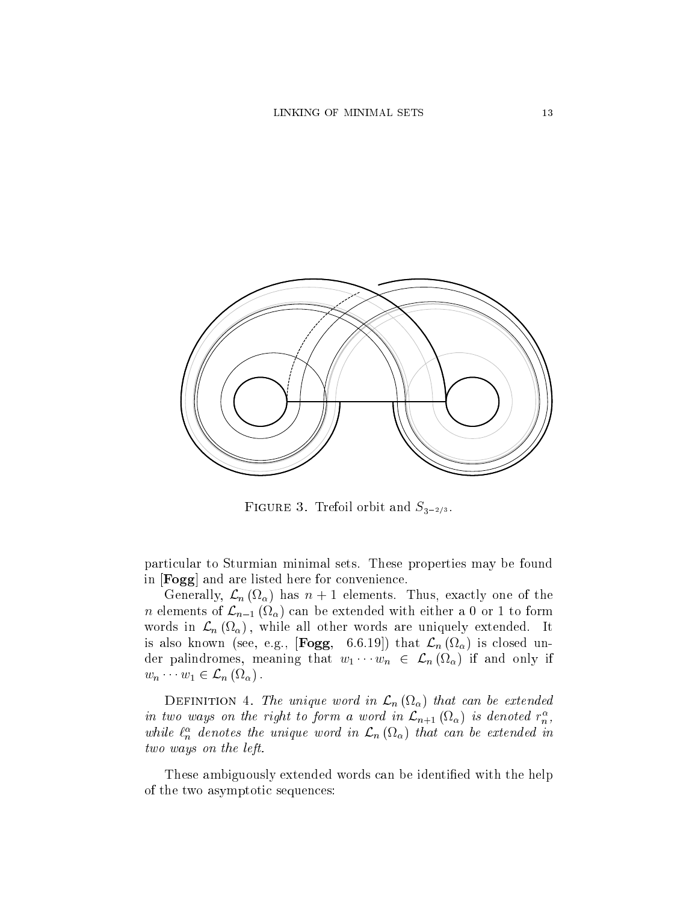FIGURE 3. Trefoil orbit and $S_{3^{-2/3}}$.

particular to Sturmian minimal sets. These properties may be found in [**Fogg**] and are listed here for convenience.

Generally, $\mathcal{L}_n(\Omega_\alpha)$ has $n+1$ elements. Thus, exactly one of the $n$ elements of $\mathcal{L}_{n-1}(\Omega_\alpha)$ can be extended with either a 0 or 1 to form words in $\mathcal{L}_n(\Omega_\alpha)$, while all other words are uniquely extended. It is also known (see, e.g., [**Fogg**, 6.6.19]) that $\mathcal{L}_n(\Omega_\alpha)$ is closed under palindromes, meaning that $w_1 \cdots w_n \in \mathcal{L}_n(\Omega_\alpha)$ if and only if $w_n \cdots w_1 \in \mathcal{L}_n(\Omega_\alpha)$.

DEFINITION 4. *The unique word in $\mathcal{L}_n(\Omega_\alpha)$ that can be extended in two ways on the right to form a word in $\mathcal{L}_{n+1}(\Omega_\alpha)$ is denoted $r_n^\alpha$, while $\ell_n^\alpha$ denotes the unique word in $\mathcal{L}_n(\Omega_\alpha)$ that can be extended in two ways on the left.*

These ambiguously extended words can be identified with the help of the two asymptotic sequences: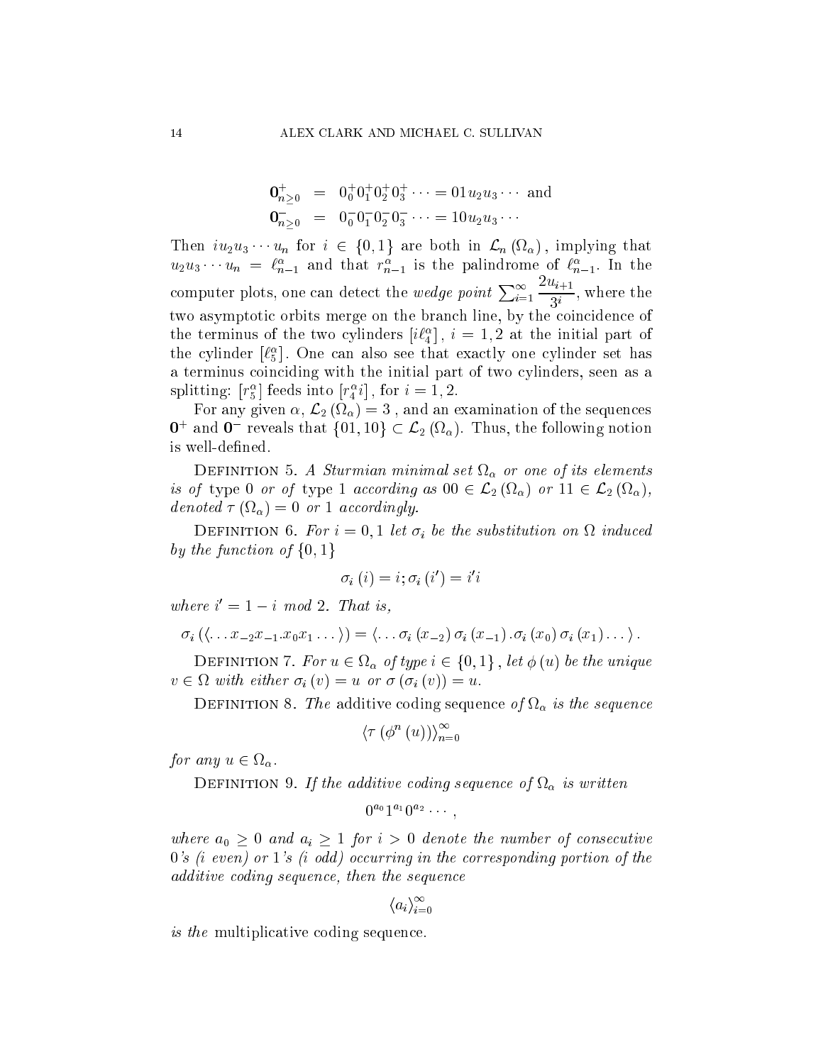$$\begin{aligned}
\mathbf{0}^{+}_{n\geq 0} &= 0^{+}_{0}0^{+}_{1}0^{+}_{2}0^{+}_{3}\cdots = 01u_2u_3\cdots \text{ and}\\
\mathbf{0}^{-}_{n\geq 0} &= 0^{-}_{0}0^{-}_{1}0^{-}_{2}0^{-}_{3}\cdots = 10u_2u_3\cdots
\end{aligned}$$

Then $iu_2u_3\cdots u_n$ for $i \in \{0,1\}$ are both in $\mathcal{L}_n(\Omega_\alpha)$, implying that $u_2u_3\cdots u_n = \ell^\alpha_{n-1}$ and that $r^\alpha_{n-1}$ is the palindrome of $\ell^\alpha_{n-1}$. In the computer plots, one can detect the *wedge point* $\sum_{i=1}^{\infty} \dfrac{2u_{i+1}}{3^i}$, where the two asymptotic orbits merge on the branch line, by the coincidence of the terminus of the two cylinders $[i\ell^\alpha_4]$, $i = 1,2$ at the initial part of the cylinder $[\ell^\alpha_5]$. One can also see that exactly one cylinder set has a terminus coinciding with the initial part of two cylinders, seen as a splitting: $[r^\alpha_5]$ feeds into $[r^\alpha_4 i]$, for $i = 1,2$.

For any given $\alpha$, $\mathcal{L}_2(\Omega_\alpha) = 3$ , and an examination of the sequences $\mathbf{0}^+$ and $\mathbf{0}^-$ reveals that $\{01,10\} \subset \mathcal{L}_2(\Omega_\alpha)$. Thus, the following notion is well-defined.

Definition 5. *A Sturmian minimal set $\Omega_\alpha$ or one of its elements is of* type 0 *or of* type 1 *according as $00 \in \mathcal{L}_2(\Omega_\alpha)$ or $11 \in \mathcal{L}_2(\Omega_\alpha)$, denoted $\tau(\Omega_\alpha) = 0$ or $1$ accordingly.*

Definition 6. *For $i = 0,1$ let $\sigma_i$ be the substitution on $\Omega$ induced by the function of $\{0,1\}$*

$$\sigma_i(i) = i; \sigma_i(i') = i'i$$

*where $i' = 1 - i$ mod 2. That is,*

$$\sigma_i(\langle \ldots x_{-2}x_{-1}.x_0x_1\ldots\rangle) = \langle \ldots \sigma_i(x_{-2})\,\sigma_i(x_{-1})\,.\sigma_i(x_0)\,\sigma_i(x_1)\ldots\rangle.$$

Definition 7. *For $u \in \Omega_\alpha$ of type $i \in \{0,1\}$, let $\phi(u)$ be the unique $v \in \Omega$ with either $\sigma_i(v) = u$ or $\sigma(\sigma_i(v)) = u$.*

Definition 8. *The* additive coding sequence *of $\Omega_\alpha$ is the sequence*

$$\langle \tau(\phi^n(u))\rangle_{n=0}^{\infty}$$

*for any $u \in \Omega_\alpha$.*

Definition 9. *If the additive coding sequence of $\Omega_\alpha$ is written*

$$0^{a_0}1^{a_1}0^{a_2}\cdots,$$

*where $a_0 \geq 0$ and $a_i \geq 1$ for $i > 0$ denote the number of consecutive $0$'s ($i$ even) or $1$'s ($i$ odd) occurring in the corresponding portion of the additive coding sequence, then the sequence*

$$\langle a_i\rangle_{i=0}^{\infty}$$

*is the* multiplicative coding sequence.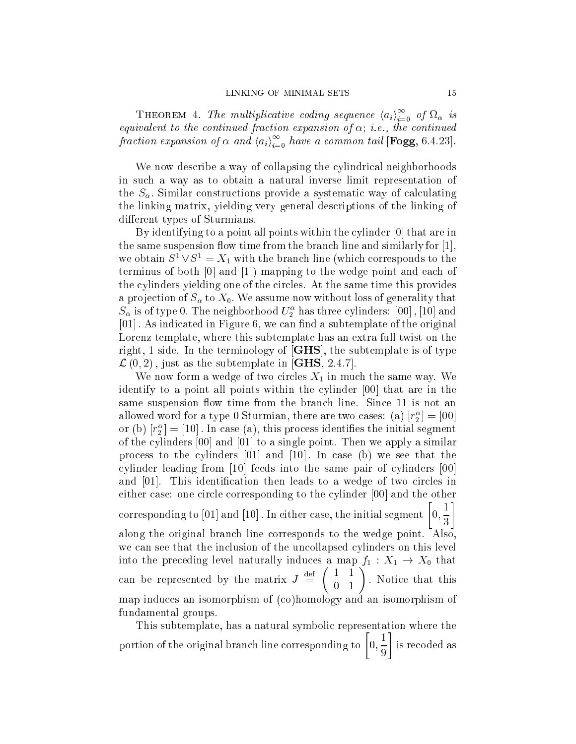THEOREM 4. *The multiplicative coding sequence $\langle a_i \rangle_{i=0}^{\infty}$ of $\Omega_\alpha$ is equivalent to the continued fraction expansion of $\alpha$; i.e., the continued fraction expansion of $\alpha$ and $\langle a_i \rangle_{i=0}^{\infty}$ have a common tail* [**Fogg**, 6.4.23].

We now describe a way of collapsing the cylindrical neighborhoods in such a way as to obtain a natural inverse limit representation of the $S_\alpha$. Similar constructions provide a systematic way of calculating the linking matrix, yielding very general descriptions of the linking of different types of Sturmians.

By identifying to a point all points within the cylinder [0] that are in the same suspension flow time from the branch line and similarly for [1], we obtain $S^1 \vee S^1 = X_1$ with the branch line (which corresponds to the terminus of both [0] and [1]) mapping to the wedge point and each of the cylinders yielding one of the circles. At the same time this provides a projection of $S_\alpha$ to $X_0$. We assume now without loss of generality that $S_\alpha$ is of type 0. The neighborhood $U_2^\alpha$ has three cylinders: $[00]$, $[10]$ and $[01]$. As indicated in Figure 6, we can find a subtemplate of the original Lorenz template, where this subtemplate has an extra full twist on the right, 1 side. In the terminology of [**GHS**], the subtemplate is of type $\mathcal{L}(0,2)$, just as the subtemplate in [**GHS**, 2.4.7].

We now form a wedge of two circles $X_1$ in much the same way. We identify to a point all points within the cylinder [00] that are in the same suspension flow time from the branch line. Since 11 is not an allowed word for a type 0 Sturmian, there are two cases: (a) $[r_2^\alpha] = [00]$ or (b) $[r_2^\alpha] = [10]$. In case (a), this process identifies the initial segment of the cylinders [00] and [01] to a single point. Then we apply a similar process to the cylinders [01] and [10]. In case (b) we see that the cylinder leading from [10] feeds into the same pair of cylinders [00] and [01]. This identification then leads to a wedge of two circles in either case: one circle corresponding to the cylinder [00] and the other corresponding to [01] and $[10]$. In either case, the initial segment $\left[0, \frac{1}{3}\right]$ along the original branch line corresponds to the wedge point. Also, we can see that the inclusion of the uncollapsed cylinders on this level into the preceding level naturally induces a map $f_1 : X_1 \to X_0$ that can be represented by the matrix $J \stackrel{\text{def}}{=} \begin{pmatrix} 1 & 1 \\ 0 & 1 \end{pmatrix}$. Notice that this map induces an isomorphism of (co)homology and an isomorphism of fundamental groups.

This subtemplate, has a natural symbolic representation where the portion of the original branch line corresponding to $\left[0, \frac{1}{9}\right]$ is recoded as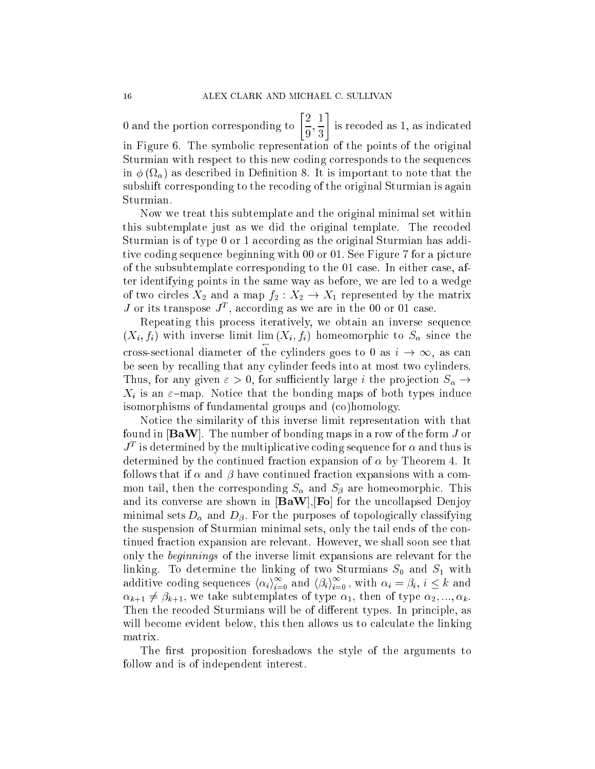0 and the portion corresponding to $\left[\frac{2}{9}, \frac{1}{3}\right]$ is recoded as 1, as indicated in Figure 6. The symbolic representation of the points of the original Sturmian with respect to this new coding corresponds to the sequences in $\phi(\Omega_\alpha)$ as described in Definition 8. It is important to note that the subshift corresponding to the recoding of the original Sturmian is again Sturmian.

Now we treat this subtemplate and the original minimal set within this subtemplate just as we did the original template. The recoded Sturmian is of type 0 or 1 according as the original Sturmian has additive coding sequence beginning with 00 or 01. See Figure 7 for a picture of the subsubtemplate corresponding to the 01 case. In either case, after identifying points in the same way as before, we are led to a wedge of two circles $X_2$ and a map $f_2 : X_2 \to X_1$ represented by the matrix $J$ or its transpose $J^T$, according as we are in the 00 or 01 case.

Repeating this process iteratively, we obtain an inverse sequence $(X_i, f_i)$ with inverse limit $\varprojlim (X_i, f_i)$ homeomorphic to $S_\alpha$ since the cross-sectional diameter of the cylinders goes to 0 as $i \to \infty$, as can be seen by recalling that any cylinder feeds into at most two cylinders. Thus, for any given $\varepsilon > 0$, for sufficiently large $i$ the projection $S_\alpha \to X_i$ is an $\varepsilon$–map. Notice that the bonding maps of both types induce isomorphisms of fundamental groups and (co)homology.

Notice the similarity of this inverse limit representation with that found in [**BaW**]. The number of bonding maps in a row of the form $J$ or $J^T$ is determined by the multiplicative coding sequence for $\alpha$ and thus is determined by the continued fraction expansion of $\alpha$ by Theorem 4. It follows that if $\alpha$ and $\beta$ have continued fraction expansions with a common tail, then the corresponding $S_\alpha$ and $S_\beta$ are homeomorphic. This and its converse are shown in [**BaW**],[**Fo**] for the uncollapsed Denjoy minimal sets $D_\alpha$ and $D_\beta$. For the purposes of topologically classifying the suspension of Sturmian minimal sets, only the tail ends of the continued fraction expansion are relevant. However, we shall soon see that only the *beginnings* of the inverse limit expansions are relevant for the linking. To determine the linking of two Sturmians $S_0$ and $S_1$ with additive coding sequences $\langle\alpha_i\rangle_{i=0}^{\infty}$ and $\langle\beta_i\rangle_{i=0}^{\infty}$, with $\alpha_i = \beta_i$, $i \leq k$ and $\alpha_{k+1} \neq \beta_{k+1}$, we take subtemplates of type $\alpha_1$, then of type $\alpha_2, ..., \alpha_k$. Then the recoded Sturmians will be of different types. In principle, as will become evident below, this then allows us to calculate the linking matrix.

The first proposition foreshadows the style of the arguments to follow and is of independent interest.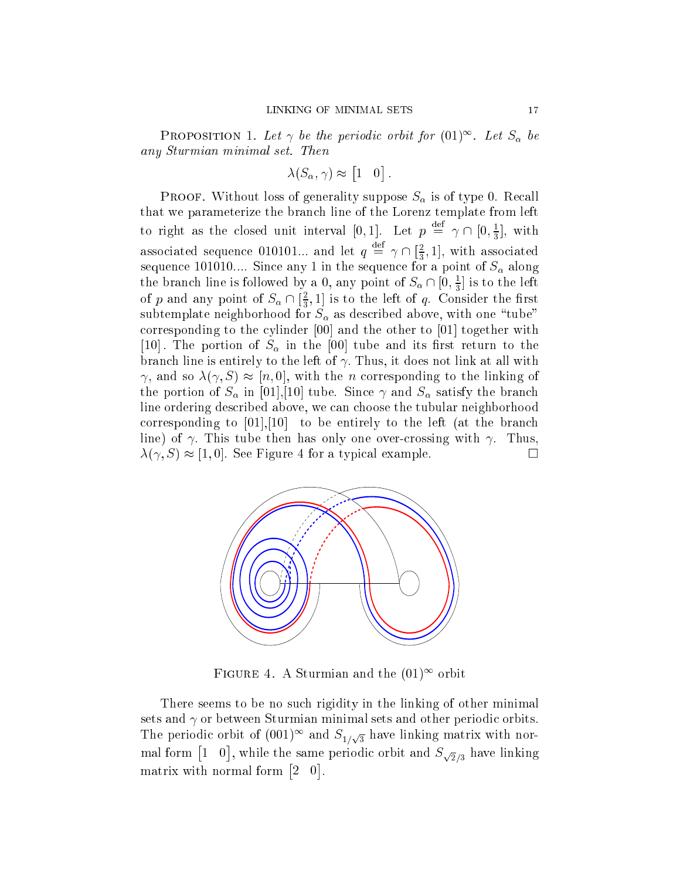Proposition 1. *Let $\gamma$ be the periodic orbit for $(01)^\infty$. Let $S_\alpha$ be any Sturmian minimal set. Then*

$$\lambda(S_\alpha, \gamma) \approx \begin{bmatrix} 1 & 0 \end{bmatrix}.$$

Proof. Without loss of generality suppose $S_\alpha$ is of type 0. Recall that we parameterize the branch line of the Lorenz template from left to right as the closed unit interval $[0, 1]$. Let $p \stackrel{\text{def}}{=} \gamma \cap [0, \frac{1}{3}]$, with associated sequence 010101... and let $q \stackrel{\text{def}}{=} \gamma \cap [\frac{2}{3}, 1]$, with associated sequence 101010.... Since any 1 in the sequence for a point of $S_\alpha$ along the branch line is followed by a 0, any point of $S_\alpha \cap [0, \frac{1}{3}]$ is to the left of $p$ and any point of $S_\alpha \cap [\frac{2}{3}, 1]$ is to the left of $q$. Consider the first subtemplate neighborhood for $S_\alpha$ as described above, with one "tube" corresponding to the cylinder [00] and the other to [01] together with [10]. The portion of $S_\alpha$ in the [00] tube and its first return to the branch line is entirely to the left of $\gamma$. Thus, it does not link at all with $\gamma$, and so $\lambda(\gamma, S) \approx [n, 0]$, with the $n$ corresponding to the linking of the portion of $S_\alpha$ in [01],[10] tube. Since $\gamma$ and $S_\alpha$ satisfy the branch line ordering described above, we can choose the tubular neighborhood corresponding to [01],[10] to be entirely to the left (at the branch line) of $\gamma$. This tube then has only one over-crossing with $\gamma$. Thus, $\lambda(\gamma, S) \approx [1, 0]$. See Figure 4 for a typical example. □

Figure 4. A Sturmian and the $(01)^\infty$ orbit

There seems to be no such rigidity in the linking of other minimal sets and $\gamma$ or between Sturmian minimal sets and other periodic orbits. The periodic orbit of $(001)^\infty$ and $S_{1/\sqrt{3}}$ have linking matrix with normal form $\begin{bmatrix} 1 & 0 \end{bmatrix}$, while the same periodic orbit and $S_{\sqrt{2}/3}$ have linking matrix with normal form $\begin{bmatrix} 2 & 0 \end{bmatrix}$.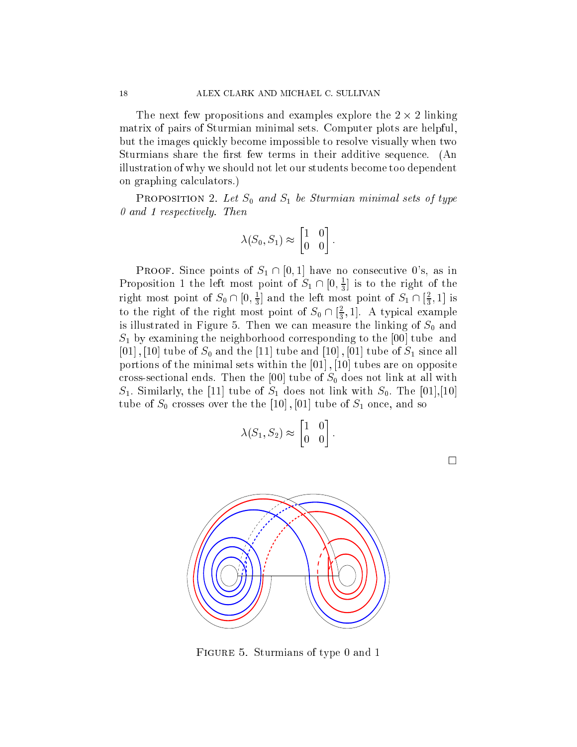The next few propositions and examples explore the $2 \times 2$ linking matrix of pairs of Sturmian minimal sets. Computer plots are helpful, but the images quickly become impossible to resolve visually when two Sturmians share the first few terms in their additive sequence. (An illustration of why we should not let our students become too dependent on graphing calculators.)

Proposition 2. *Let $S_0$ and $S_1$ be Sturmian minimal sets of type 0 and 1 respectively. Then*

$$\lambda(S_0, S_1) \approx \begin{bmatrix} 1 & 0 \\ 0 & 0 \end{bmatrix}.$$

Proof. Since points of $S_1 \cap [0, 1]$ have no consecutive 0's, as in Proposition 1 the left most point of $S_1 \cap [0, \frac{1}{3}]$ is to the right of the right most point of $S_0 \cap [0, \frac{1}{3}]$ and the left most point of $S_1 \cap [\frac{2}{3}, 1]$ is to the right of the right most point of $S_0 \cap [\frac{2}{3}, 1]$. A typical example is illustrated in Figure 5. Then we can measure the linking of $S_0$ and $S_1$ by examining the neighborhood corresponding to the [00] tube and [01], [10] tube of $S_0$ and the [11] tube and [10], [01] tube of $S_1$ since all portions of the minimal sets within the [01], [10] tubes are on opposite cross-sectional ends. Then the [00] tube of $S_0$ does not link at all with $S_1$. Similarly, the [11] tube of $S_1$ does not link with $S_0$. The [01],[10] tube of $S_0$ crosses over the the [10], [01] tube of $S_1$ once, and so

$$\lambda(S_1, S_2) \approx \begin{bmatrix} 1 & 0 \\ 0 & 0 \end{bmatrix}.$$

□

Figure 5. Sturmians of type 0 and 1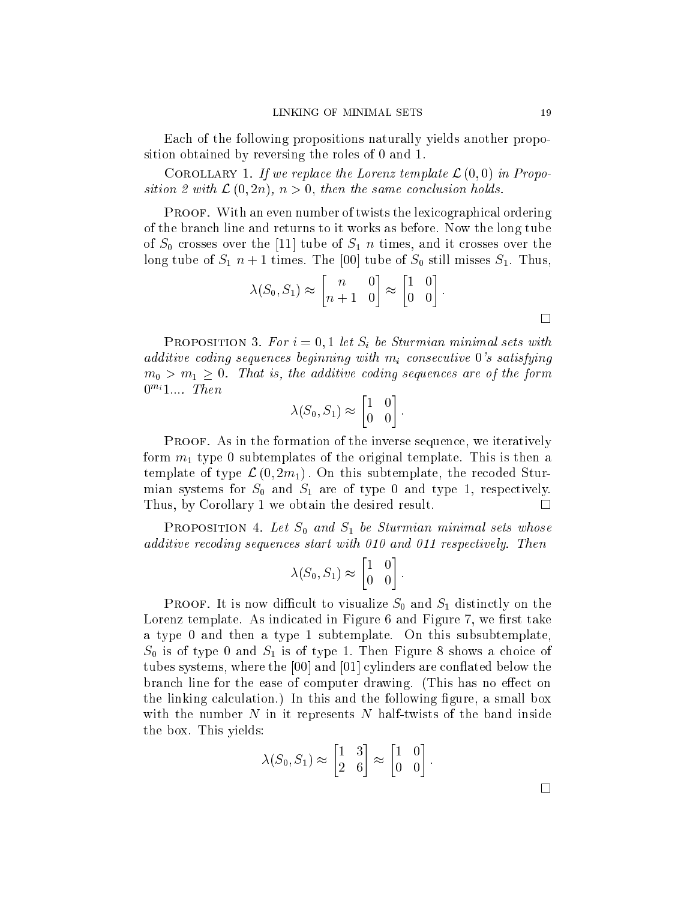Each of the following propositions naturally yields another proposition obtained by reversing the roles of 0 and 1.

Corollary 1. *If we replace the Lorenz template $\mathcal{L}(0,0)$ in Proposition 2 with $\mathcal{L}(0,2n)$, $n>0$, then the same conclusion holds.*

Proof. With an even number of twists the lexicographical ordering of the branch line and returns to it works as before. Now the long tube of $S_0$ crosses over the [11] tube of $S_1$ $n$ times, and it crosses over the long tube of $S_1$ $n+1$ times. The [00] tube of $S_0$ still misses $S_1$. Thus,

$$\lambda(S_0, S_1) \approx \begin{bmatrix} n & 0 \\ n+1 & 0 \end{bmatrix} \approx \begin{bmatrix} 1 & 0 \\ 0 & 0 \end{bmatrix}.$$

□

Proposition 3. *For $i = 0, 1$ let $S_i$ be Sturmian minimal sets with additive coding sequences beginning with $m_i$ consecutive 0's satisfying $m_0 > m_1 \geq 0$. That is, the additive coding sequences are of the form $0^{m_i}1....$ Then*

$$\lambda(S_0, S_1) \approx \begin{bmatrix} 1 & 0 \\ 0 & 0 \end{bmatrix}.$$

Proof. As in the formation of the inverse sequence, we iteratively form $m_1$ type 0 subtemplates of the original template. This is then a template of type $\mathcal{L}(0, 2m_1)$. On this subtemplate, the recoded Sturmian systems for $S_0$ and $S_1$ are of type 0 and type 1, respectively. Thus, by Corollary 1 we obtain the desired result. □

Proposition 4. *Let $S_0$ and $S_1$ be Sturmian minimal sets whose additive recoding sequences start with 010 and 011 respectively. Then*

$$\lambda(S_0, S_1) \approx \begin{bmatrix} 1 & 0 \\ 0 & 0 \end{bmatrix}.$$

Proof. It is now difficult to visualize $S_0$ and $S_1$ distinctly on the Lorenz template. As indicated in Figure 6 and Figure 7, we first take a type 0 and then a type 1 subtemplate. On this subsubtemplate, $S_0$ is of type 0 and $S_1$ is of type 1. Then Figure 8 shows a choice of tubes systems, where the [00] and [01] cylinders are conflated below the branch line for the ease of computer drawing. (This has no effect on the linking calculation.) In this and the following figure, a small box with the number $N$ in it represents $N$ half-twists of the band inside the box. This yields:

$$\lambda(S_0, S_1) \approx \begin{bmatrix} 1 & 3 \\ 2 & 6 \end{bmatrix} \approx \begin{bmatrix} 1 & 0 \\ 0 & 0 \end{bmatrix}.$$

□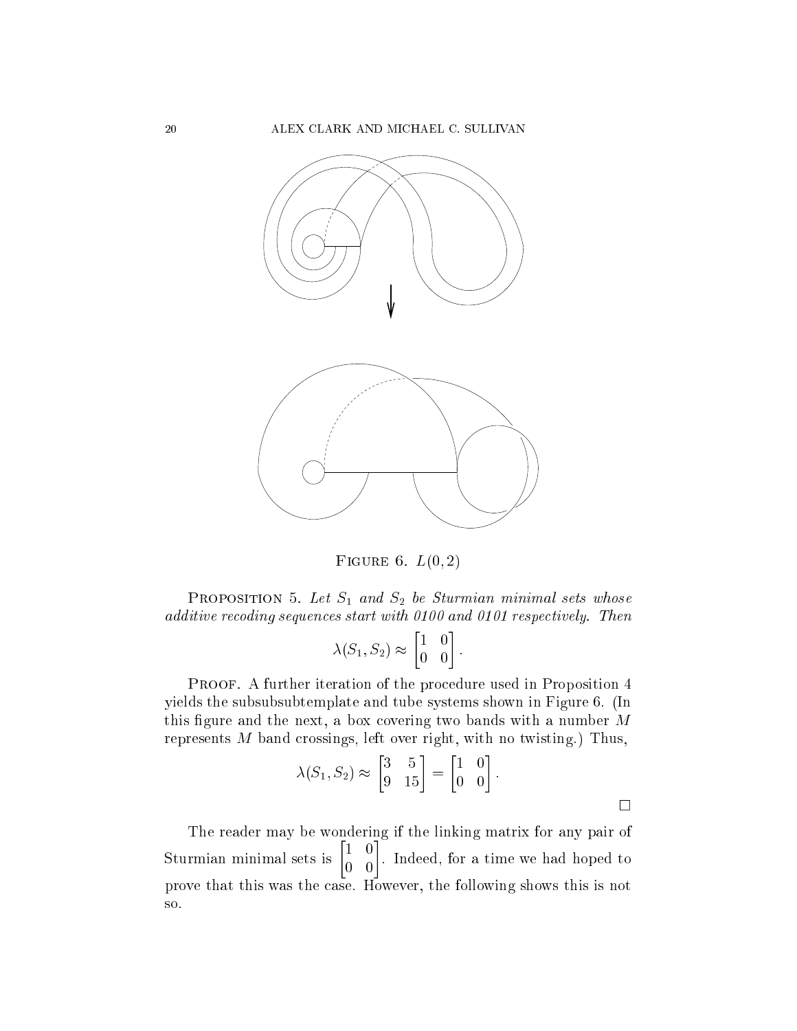Figure 6. $L(0,2)$

Proposition 5. *Let $S_1$ and $S_2$ be Sturmian minimal sets whose additive recoding sequences start with 0100 and 0101 respectively. Then*

$$\lambda(S_1, S_2) \approx \begin{bmatrix} 1 & 0 \\ 0 & 0 \end{bmatrix}.$$

Proof. A further iteration of the procedure used in Proposition 4 yields the subsubsubtemplate and tube systems shown in Figure 6. (In this figure and the next, a box covering two bands with a number $M$ represents $M$ band crossings, left over right, with no twisting.) Thus,

$$\lambda(S_1, S_2) \approx \begin{bmatrix} 3 & 5 \\ 9 & 15 \end{bmatrix} = \begin{bmatrix} 1 & 0 \\ 0 & 0 \end{bmatrix}.$$

□

The reader may be wondering if the linking matrix for any pair of Sturmian minimal sets is $\begin{bmatrix} 1 & 0 \\ 0 & 0 \end{bmatrix}$. Indeed, for a time we had hoped to prove that this was the case. However, the following shows this is not so.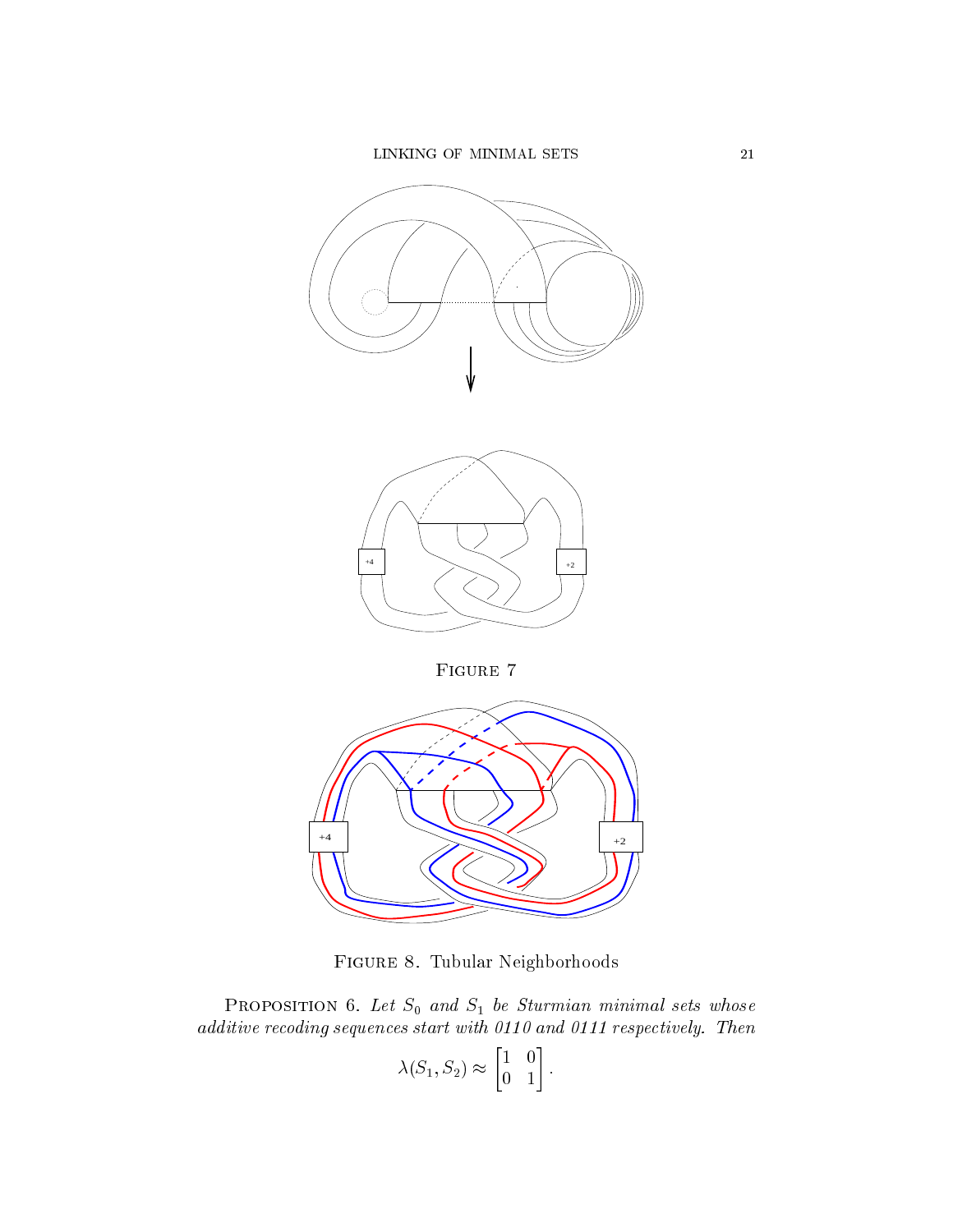FIGURE 7

FIGURE 8. Tubular Neighborhoods

PROPOSITION 6. *Let $S_0$ and $S_1$ be Sturmian minimal sets whose additive recoding sequences start with 0110 and 0111 respectively. Then*

$$\lambda(S_1, S_2) \approx \begin{bmatrix} 1 & 0 \\ 0 & 1 \end{bmatrix}.$$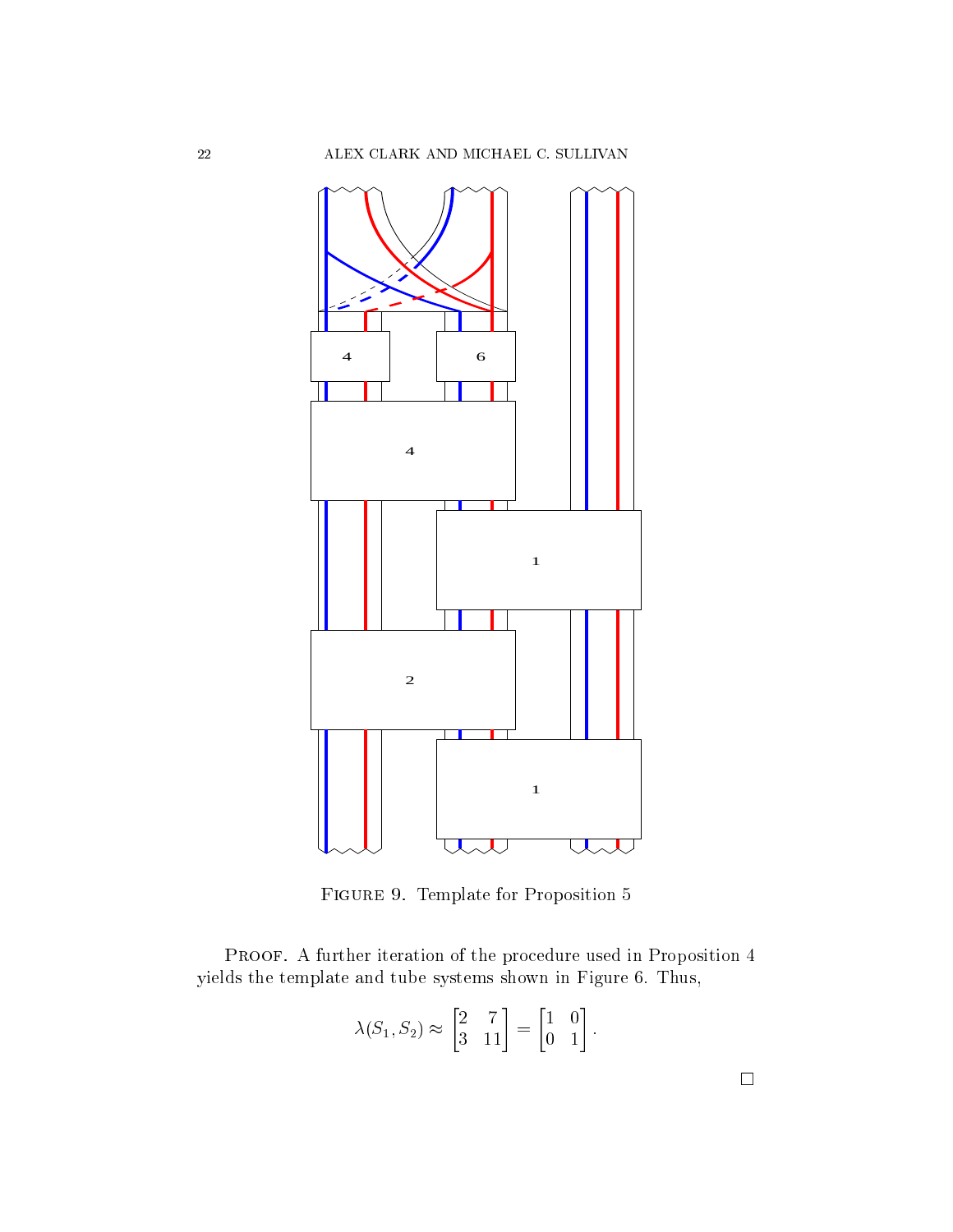Figure 9. Template for Proposition 5

Proof. A further iteration of the procedure used in Proposition 4 yields the template and tube systems shown in Figure 6. Thus,

$$\lambda(S_1, S_2) \approx \begin{bmatrix} 2 & 7 \\ 3 & 11 \end{bmatrix} = \begin{bmatrix} 1 & 0 \\ 0 & 1 \end{bmatrix}.$$

□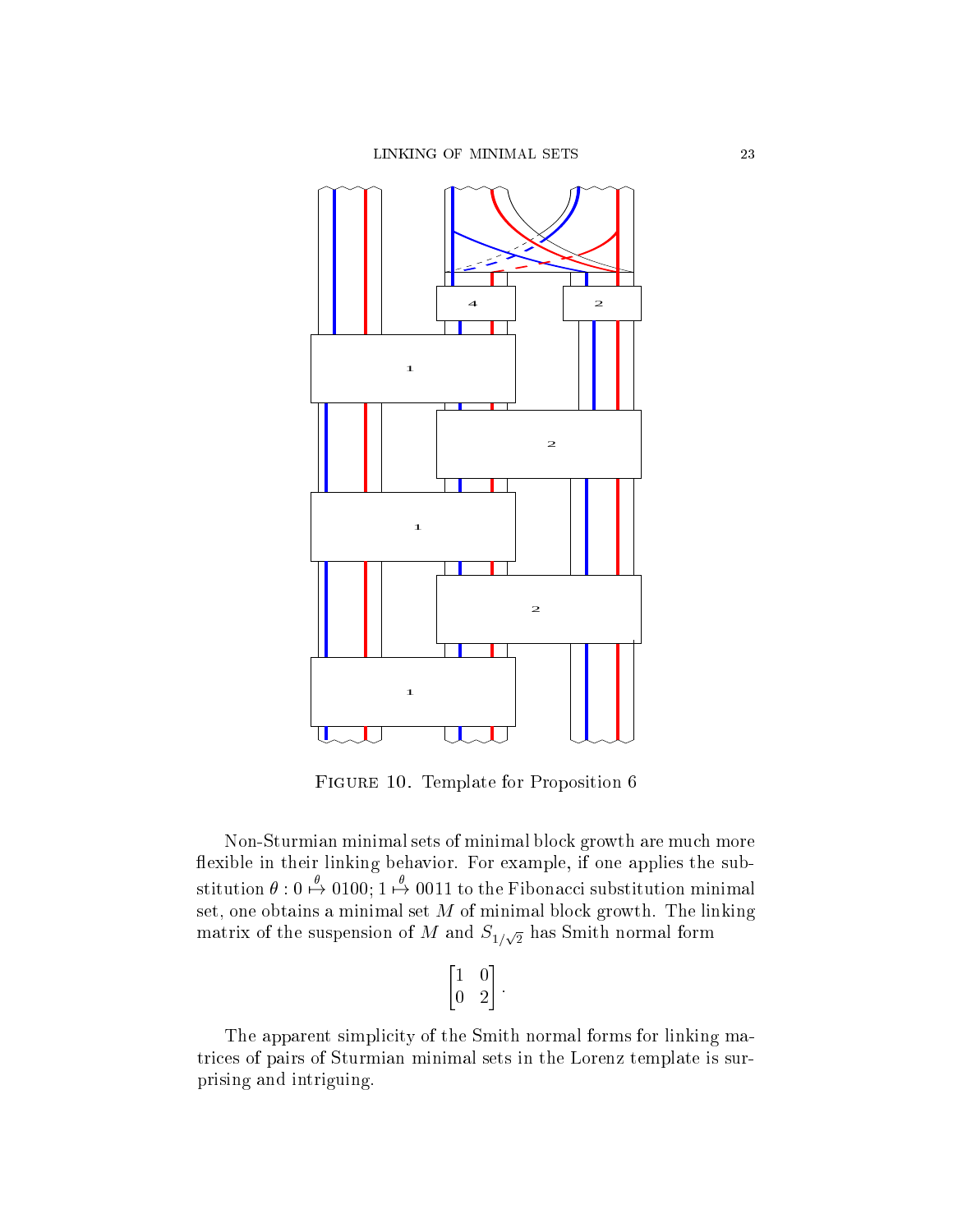Figure 10. Template for Proposition 6

Non-Sturmian minimal sets of minimal block growth are much more flexible in their linking behavior. For example, if one applies the substitution $\theta : 0 \overset{\theta}{\mapsto} 0100; 1 \overset{\theta}{\mapsto} 0011$ to the Fibonacci substitution minimal set, one obtains a minimal set $M$ of minimal block growth. The linking matrix of the suspension of $M$ and $S_{1/\sqrt{2}}$ has Smith normal form

$$\begin{bmatrix} 1 & 0 \\ 0 & 2 \end{bmatrix}.$$

The apparent simplicity of the Smith normal forms for linking matrices of pairs of Sturmian minimal sets in the Lorenz template is surprising and intriguing.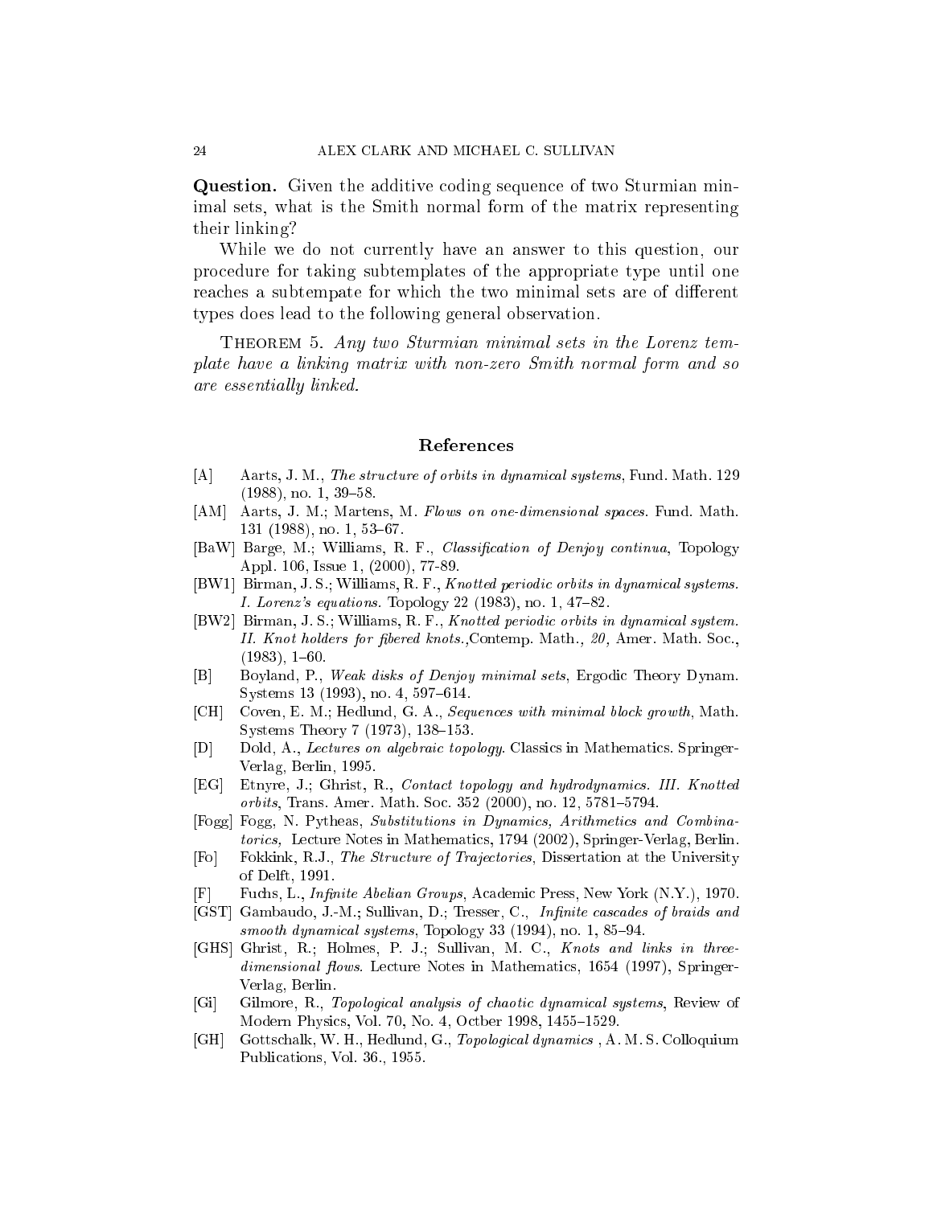**Question.** Given the additive coding sequence of two Sturmian minimal sets, what is the Smith normal form of the matrix representing their linking?

While we do not currently have an answer to this question, our procedure for taking subtemplates of the appropriate type until one reaches a subtempate for which the two minimal sets are of different types does lead to the following general observation.

THEOREM 5. *Any two Sturmian minimal sets in the Lorenz template have a linking matrix with non-zero Smith normal form and so are essentially linked.*

## References

[A] Aarts, J. M., *The structure of orbits in dynamical systems*, Fund. Math. 129 (1988), no. 1, 39–58.

[AM] Aarts, J. M.; Martens, M. *Flows on one-dimensional spaces.* Fund. Math. 131 (1988), no. 1, 53–67.

[BaW] Barge, M.; Williams, R. F., *Classification of Denjoy continua*, Topology Appl. 106, Issue 1, (2000), 77-89.

[BW1] Birman, J. S.; Williams, R. F., *Knotted periodic orbits in dynamical systems. I. Lorenz's equations.* Topology 22 (1983), no. 1, 47–82.

[BW2] Birman, J. S.; Williams, R. F., *Knotted periodic orbits in dynamical system. II. Knot holders for fibered knots.*,Contemp. Math., *20*, Amer. Math. Soc., (1983), 1–60.

[B] Boyland, P., *Weak disks of Denjoy minimal sets*, Ergodic Theory Dynam. Systems 13 (1993), no. 4, 597–614.

[CH] Coven, E. M.; Hedlund, G. A., *Sequences with minimal block growth*, Math. Systems Theory 7 (1973), 138–153.

[D] Dold, A., *Lectures on algebraic topology.* Classics in Mathematics. Springer-Verlag, Berlin, 1995.

[EG] Etnyre, J.; Ghrist, R., *Contact topology and hydrodynamics. III. Knotted orbits*, Trans. Amer. Math. Soc. 352 (2000), no. 12, 5781–5794.

[Fogg] Fogg, N. Pytheas, *Substitutions in Dynamics, Arithmetics and Combinatorics,* Lecture Notes in Mathematics, 1794 (2002), Springer-Verlag, Berlin.

[Fo] Fokkink, R.J., *The Structure of Trajectories*, Dissertation at the University of Delft, 1991.

[F] Fuchs, L., *Infinite Abelian Groups*, Academic Press, New York (N.Y.), 1970.

[GST] Gambaudo, J.-M.; Sullivan, D.; Tresser, C., *Infinite cascades of braids and smooth dynamical systems*, Topology 33 (1994), no. 1, 85–94.

[GHS] Ghrist, R.; Holmes, P. J.; Sullivan, M. C., *Knots and links in three-dimensional flows*. Lecture Notes in Mathematics, 1654 (1997), Springer-Verlag, Berlin.

[Gi] Gilmore, R., *Topological analysis of chaotic dynamical systems*, Review of Modern Physics, Vol. 70, No. 4, Octber 1998, 1455–1529.

[GH] Gottschalk, W. H., Hedlund, G., *Topological dynamics* , A. M. S. Colloquium Publications, Vol. 36., 1955.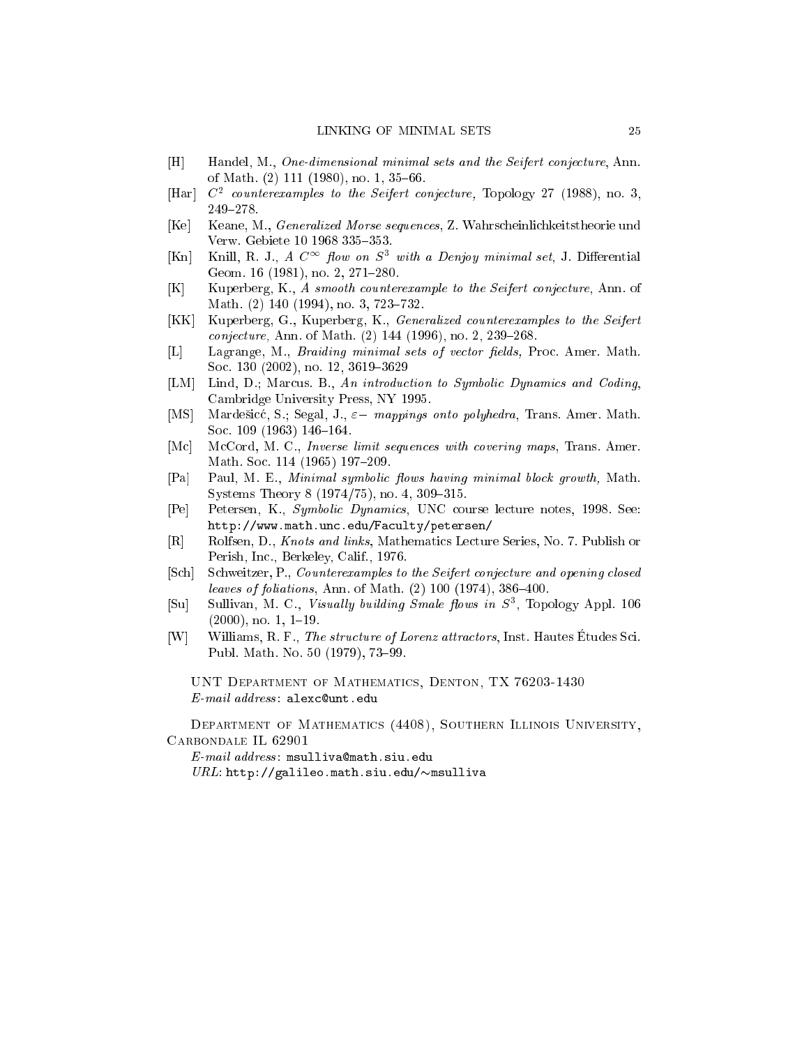[H] Handel, M., *One-dimensional minimal sets and the Seifert conjecture*, Ann. of Math. (2) 111 (1980), no. 1, 35–66.

[Har] *$C^2$ counterexamples to the Seifert conjecture,* Topology 27 (1988), no. 3, 249–278.

[Ke] Keane, M., *Generalized Morse sequences*, Z. Wahrscheinlichkeitstheorie und Verw. Gebiete 10 1968 335–353.

[Kn] Knill, R. J., *A $C^\infty$ flow on $S^3$ with a Denjoy minimal set*, J. Differential Geom. 16 (1981), no. 2, 271–280.

[K] Kuperberg, K., *A smooth counterexample to the Seifert conjecture*, Ann. of Math. (2) 140 (1994), no. 3, 723–732.

[KK] Kuperberg, G., Kuperberg, K., *Generalized counterexamples to the Seifert conjecture,* Ann. of Math. (2) 144 (1996), no. 2, 239–268.

[L] Lagrange, M., *Braiding minimal sets of vector fields,* Proc. Amer. Math. Soc. 130 (2002), no. 12, 3619–3629

[LM] Lind, D.; Marcus. B., *An introduction to Symbolic Dynamics and Coding*, Cambridge University Press, NY 1995.

[MS] Mardešicć, S.; Segal, J., *$\varepsilon-$ mappings onto polyhedra*, Trans. Amer. Math. Soc. 109 (1963) 146–164.

[Mc] McCord, M. C., *Inverse limit sequences with covering maps*, Trans. Amer. Math. Soc. 114 (1965) 197–209.

[Pa] Paul, M. E., *Minimal symbolic flows having minimal block growth,* Math. Systems Theory 8 (1974/75), no. 4, 309–315.

[Pe] Petersen, K., *Symbolic Dynamics*, UNC course lecture notes, 1998. See: `http://www.math.unc.edu/Faculty/petersen/`

[R] Rolfsen, D., *Knots and links*, Mathematics Lecture Series, No. 7. Publish or Perish, Inc., Berkeley, Calif., 1976.

[Sch] Schweitzer, P., *Counterexamples to the Seifert conjecture and opening closed leaves of foliations*, Ann. of Math. (2) 100 (1974), 386–400.

[Su] Sullivan, M. C., *Visually building Smale flows in $S^3$*, Topology Appl. 106 (2000), no. 1, 1–19.

[W] Williams, R. F., *The structure of Lorenz attractors*, Inst. Hautes Études Sci. Publ. Math. No. 50 (1979), 73–99.

UNT Department of Mathematics, Denton, TX 76203-1430
*E-mail address*: `alexc@unt.edu`

Department of Mathematics (4408), Southern Illinois University, Carbondale IL 62901
*E-mail address*: `msulliva@math.siu.edu`
*URL*: `http://galileo.math.siu.edu/~msulliva`